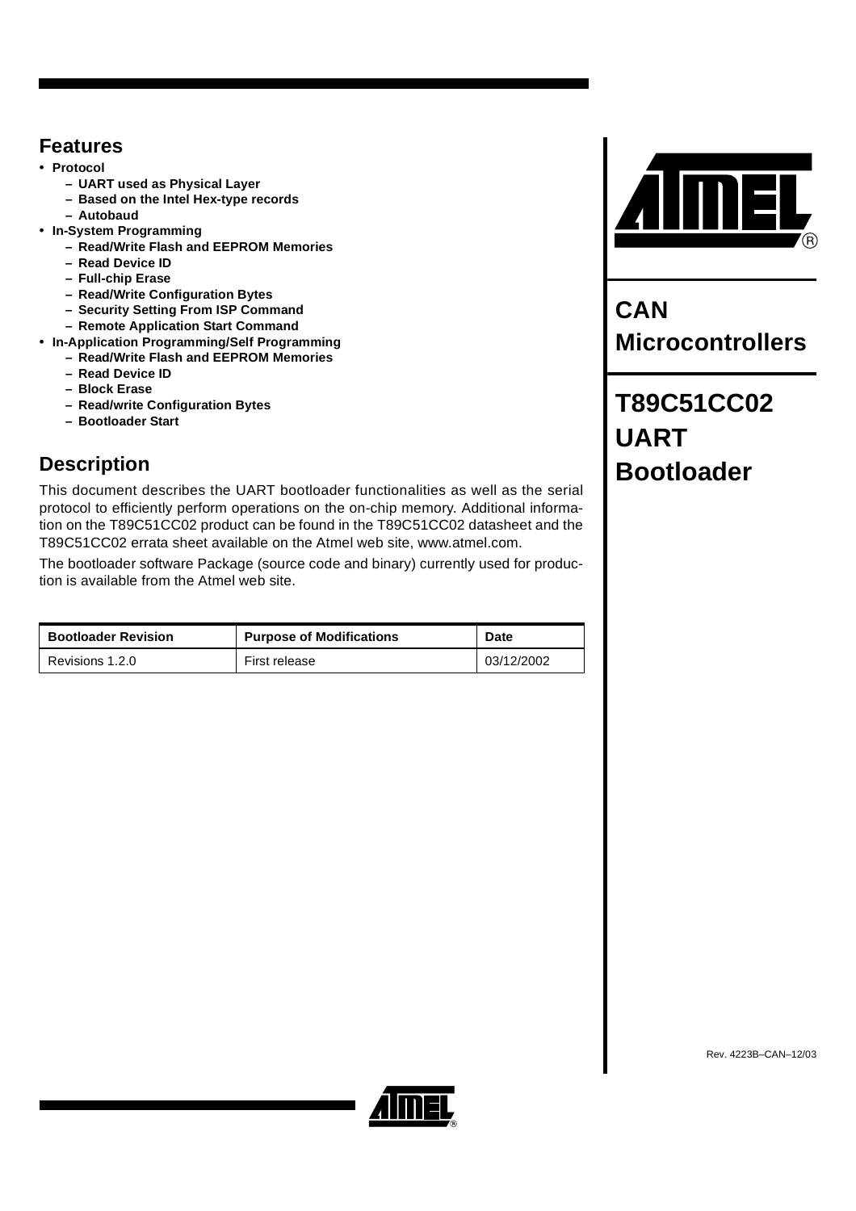# CAN Microcontrollers

# T89C51CC02 UART Bootloader

## Features

- **Protocol**
  - **UART used as Physical Layer**
  - **Based on the Intel Hex-type records**
  - **Autobaud**
- **In-System Programming**
  - **Read/Write Flash and EEPROM Memories**
  - **Read Device ID**
  - **Full-chip Erase**
  - **Read/Write Configuration Bytes**
  - **Security Setting From ISP Command**
  - **Remote Application Start Command**
- **In-Application Programming/Self Programming**
  - **Read/Write Flash and EEPROM Memories**
  - **Read Device ID**
  - **Block Erase**
  - **Read/write Configuration Bytes**
  - **Bootloader Start**

## Description

This document describes the UART bootloader functionalities as well as the serial protocol to efficiently perform operations on the on-chip memory. Additional information on the T89C51CC02 product can be found in the T89C51CC02 datasheet and the T89C51CC02 errata sheet available on the Atmel web site, www.atmel.com.

The bootloader software Package (source code and binary) currently used for production is available from the Atmel web site.

| Bootloader Revision | Purpose of Modifications | Date |
| --- | --- | --- |
| Revisions 1.2.0 | First release | 03/12/2002 |

Rev. 4223B–CAN–12/03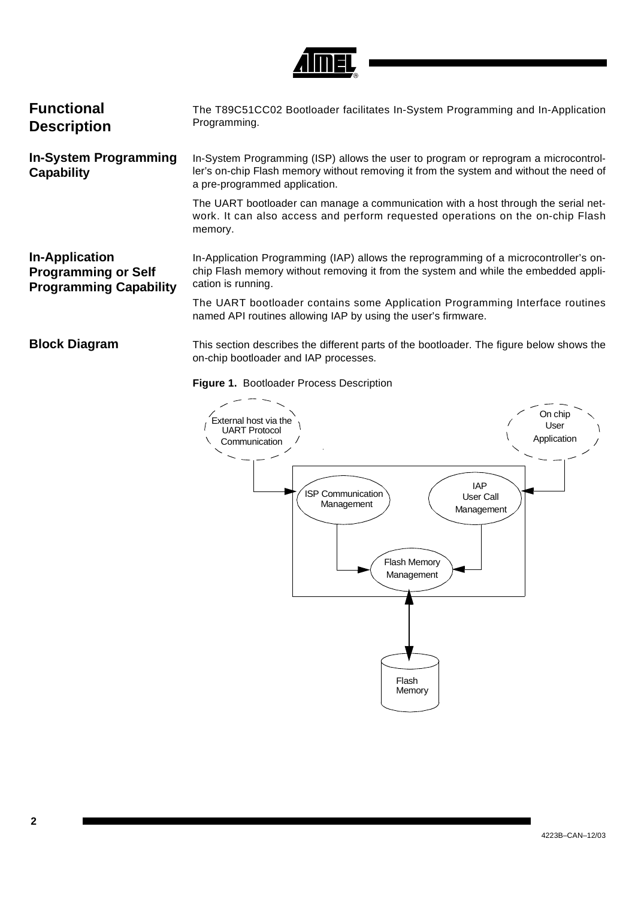## Functional Description

The T89C51CC02 Bootloader facilitates In-System Programming and In-Application Programming.

### In-System Programming Capability

In-System Programming (ISP) allows the user to program or reprogram a microcontroller's on-chip Flash memory without removing it from the system and without the need of a pre-programmed application.

The UART bootloader can manage a communication with a host through the serial network. It can also access and perform requested operations on the on-chip Flash memory.

### In-Application Programming or Self Programming Capability

In-Application Programming (IAP) allows the reprogramming of a microcontroller's on-chip Flash memory without removing it from the system and while the embedded application is running.

The UART bootloader contains some Application Programming Interface routines named API routines allowing IAP by using the user's firmware.

### Block Diagram

This section describes the different parts of the bootloader. The figure below shows the on-chip bootloader and IAP processes.

**Figure 1.** Bootloader Process Description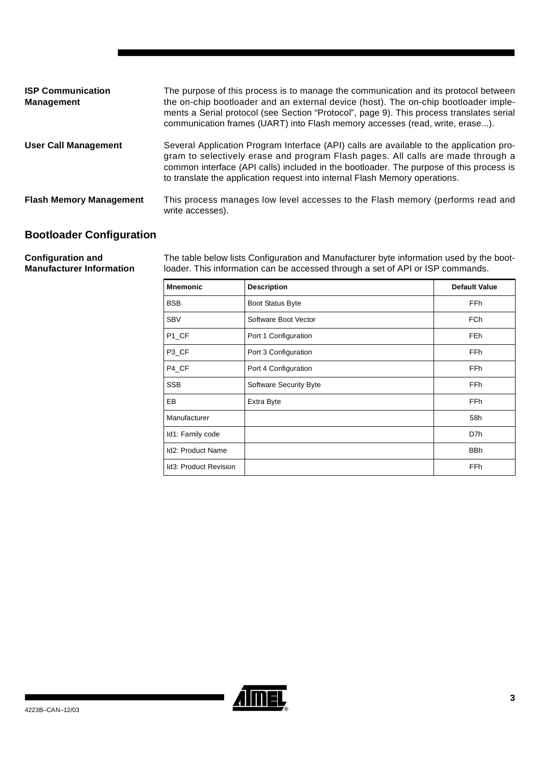### ISP Communication Management

The purpose of this process is to manage the communication and its protocol between the on-chip bootloader and an external device (host). The on-chip bootloader implements a Serial protocol (see Section "Protocol", page 9). This process translates serial communication frames (UART) into Flash memory accesses (read, write, erase...).

### User Call Management

Several Application Program Interface (API) calls are available to the application program to selectively erase and program Flash pages. All calls are made through a common interface (API calls) included in the bootloader. The purpose of this process is to translate the application request into internal Flash Memory operations.

### Flash Memory Management

This process manages low level accesses to the Flash memory (performs read and write accesses).

## Bootloader Configuration

### Configuration and Manufacturer Information

The table below lists Configuration and Manufacturer byte information used by the bootloader. This information can be accessed through a set of API or ISP commands.

| Mnemonic | Description | Default Value |
|---|---|---|
| BSB | Boot Status Byte | FFh |
| SBV | Software Boot Vector | FCh |
| P1_CF | Port 1 Configuration | FEh |
| P3_CF | Port 3 Configuration | FFh |
| P4_CF | Port 4 Configuration | FFh |
| SSB | Software Security Byte | FFh |
| EB | Extra Byte | FFh |
| Manufacturer | | 58h |
| Id1: Family code | | D7h |
| Id2: Product Name | | BBh |
| Id3: Product Revision | | FFh |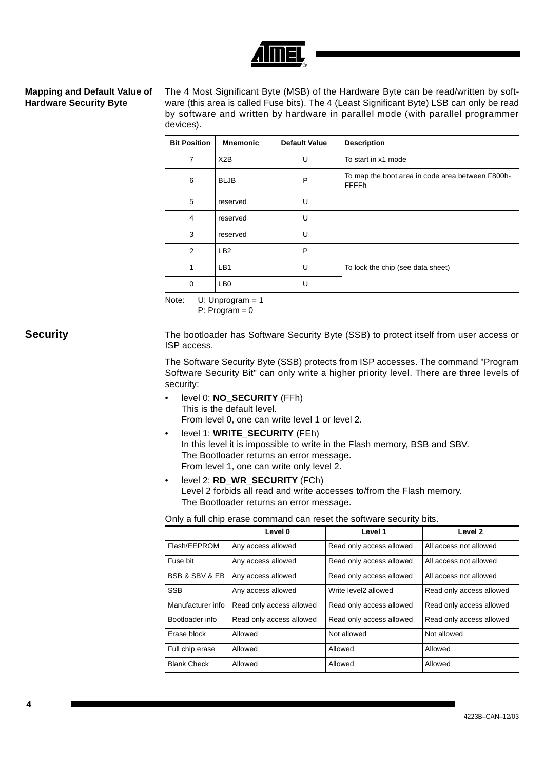## Mapping and Default Value of Hardware Security Byte

The 4 Most Significant Byte (MSB) of the Hardware Byte can be read/written by software (this area is called Fuse bits). The 4 (Least Significant Byte) LSB can only be read by software and written by hardware in parallel mode (with parallel programmer devices).

| Bit Position | Mnemonic | Default Value | Description |
|---|---|---|---|
| 7 | X2B | U | To start in x1 mode |
| 6 | BLJB | P | To map the boot area in code area between F800h-FFFFh |
| 5 | reserved | U | |
| 4 | reserved | U | |
| 3 | reserved | U | |
| 2 | LB2 | P | To lock the chip (see data sheet) |
| 1 | LB1 | U | |
| 0 | LB0 | U | |

Note: U: Unprogram = 1
P: Program = 0

## Security

The bootloader has Software Security Byte (SSB) to protect itself from user access or ISP access.

The Software Security Byte (SSB) protects from ISP accesses. The command "Program Software Security Bit" can only write a higher priority level. There are three levels of security:

- level 0: **NO_SECURITY** (FFh)
  This is the default level.
  From level 0, one can write level 1 or level 2.
- level 1: **WRITE_SECURITY** (FEh)
  In this level it is impossible to write in the Flash memory, BSB and SBV.
  The Bootloader returns an error message.
  From level 1, one can write only level 2.
- level 2: **RD_WR_SECURITY** (FCh)
  Level 2 forbids all read and write accesses to/from the Flash memory.
  The Bootloader returns an error message.

Only a full chip erase command can reset the software security bits.

| | Level 0 | Level 1 | Level 2 |
|---|---|---|---|
| Flash/EEPROM | Any access allowed | Read only access allowed | All access not allowed |
| Fuse bit | Any access allowed | Read only access allowed | All access not allowed |
| BSB & SBV & EB | Any access allowed | Read only access allowed | All access not allowed |
| SSB | Any access allowed | Write level2 allowed | Read only access allowed |
| Manufacturer info | Read only access allowed | Read only access allowed | Read only access allowed |
| Bootloader info | Read only access allowed | Read only access allowed | Read only access allowed |
| Erase block | Allowed | Not allowed | Not allowed |
| Full chip erase | Allowed | Allowed | Allowed |
| Blank Check | Allowed | Allowed | Allowed |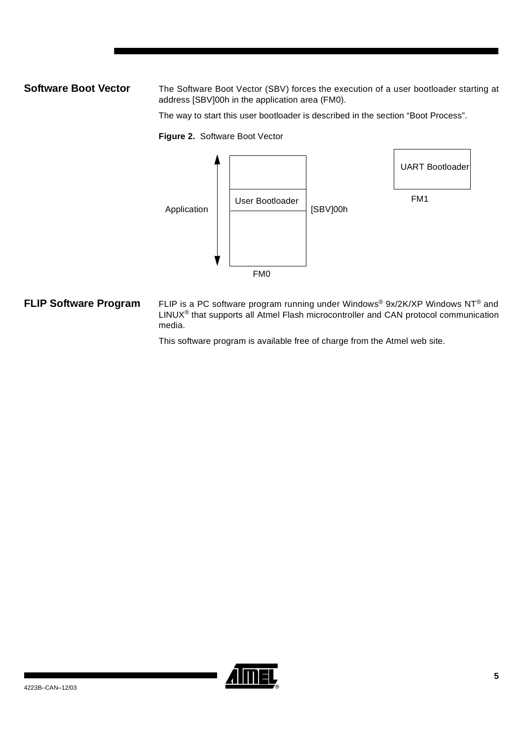## Software Boot Vector

The Software Boot Vector (SBV) forces the execution of a user bootloader starting at address [SBV]00h in the application area (FM0).

The way to start this user bootloader is described in the section "Boot Process".

**Figure 2.** Software Boot Vector

## FLIP Software Program

FLIP is a PC software program running under Windows® 9x/2K/XP Windows NT® and LINUX® that supports all Atmel Flash microcontroller and CAN protocol communication media.

This software program is available free of charge from the Atmel web site.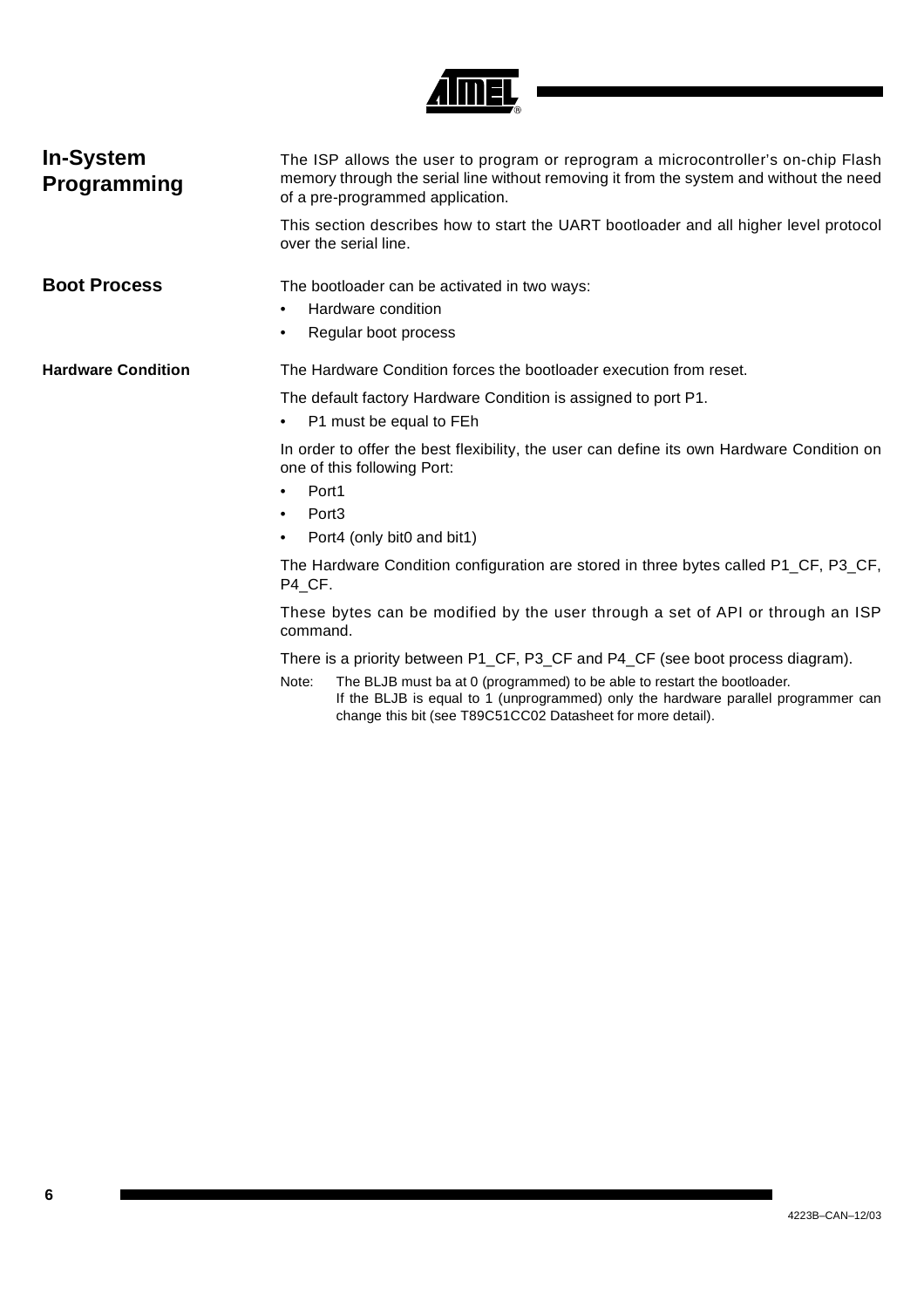## In-System Programming

The ISP allows the user to program or reprogram a microcontroller's on-chip Flash memory through the serial line without removing it from the system and without the need of a pre-programmed application.

This section describes how to start the UART bootloader and all higher level protocol over the serial line.

## Boot Process

The bootloader can be activated in two ways:

- Hardware condition
- Regular boot process

### Hardware Condition

The Hardware Condition forces the bootloader execution from reset.

The default factory Hardware Condition is assigned to port P1.

- P1 must be equal to FEh

In order to offer the best flexibility, the user can define its own Hardware Condition on one of this following Port:

- Port1
- Port3
- Port4 (only bit0 and bit1)

The Hardware Condition configuration are stored in three bytes called P1_CF, P3_CF, P4_CF.

These bytes can be modified by the user through a set of API or through an ISP command.

There is a priority between P1_CF, P3_CF and P4_CF (see boot process diagram).

Note: The BLJB must ba at 0 (programmed) to be able to restart the bootloader.
If the BLJB is equal to 1 (unprogrammed) only the hardware parallel programmer can change this bit (see T89C51CC02 Datasheet for more detail).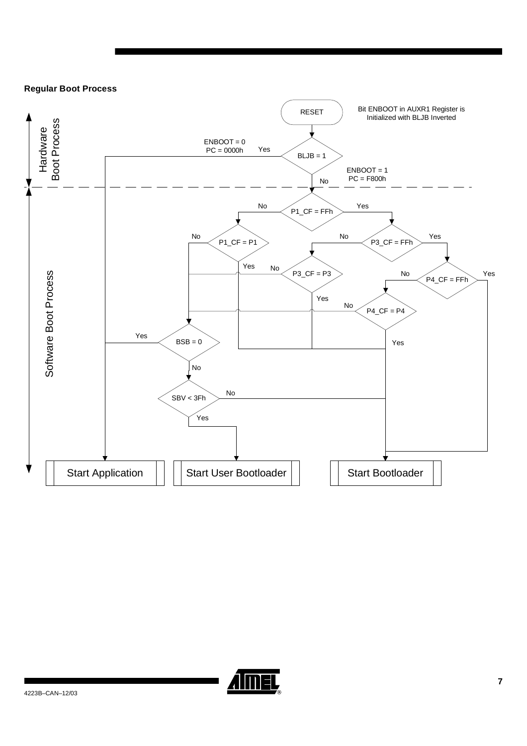**Regular Boot Process**

RESET

Bit ENBOOT in AUXR1 Register is Initialized with BLJB Inverted

Hardware Boot Process

BLJB = 1

Yes: ENBOOT = 0, PC = 0000h

No: ENBOOT = 1, PC = F800h

Software Boot Process

P1_CF = FFh

P1_CF = P1

P3_CF = FFh

P3_CF = P3

P4_CF = FFh

P4_CF = P4

BSB = 0

SBV < 3Fh

Start Application

Start User Bootloader

Start Bootloader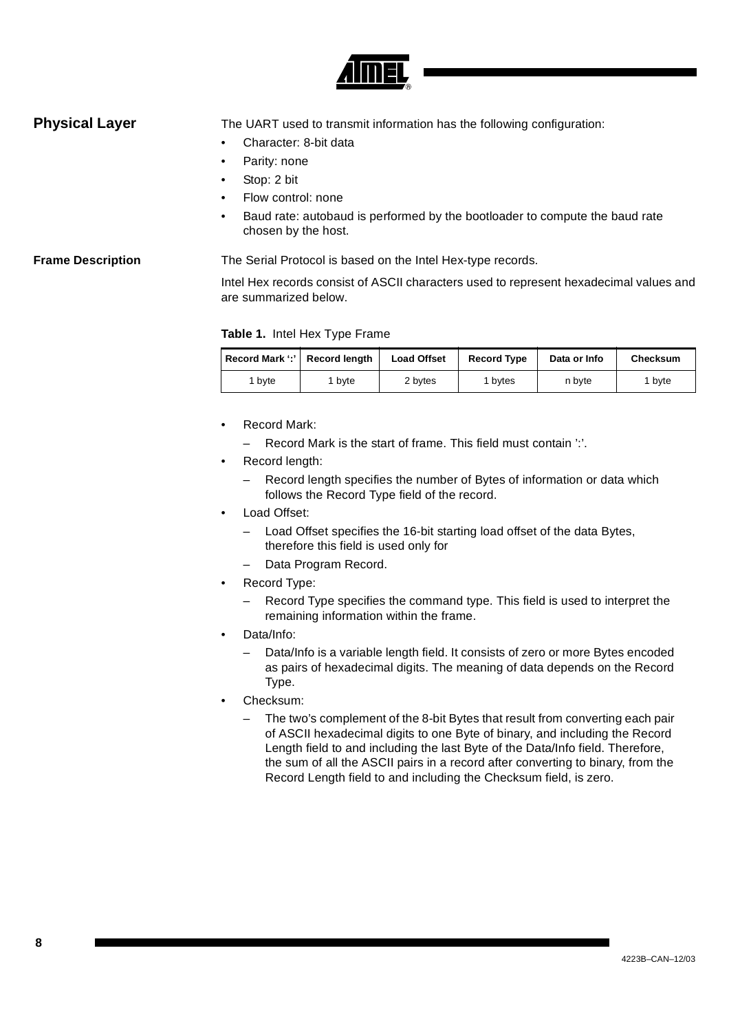## Physical Layer

The UART used to transmit information has the following configuration:

- Character: 8-bit data
- Parity: none
- Stop: 2 bit
- Flow control: none
- Baud rate: autobaud is performed by the bootloader to compute the baud rate chosen by the host.

### Frame Description

The Serial Protocol is based on the Intel Hex-type records.

Intel Hex records consist of ASCII characters used to represent hexadecimal values and are summarized below.

**Table 1.** Intel Hex Type Frame

| Record Mark ':' | Record length | Load Offset | Record Type | Data or Info | Checksum |
|---|---|---|---|---|---|
| 1 byte | 1 byte | 2 bytes | 1 bytes | n byte | 1 byte |

- Record Mark:
  - Record Mark is the start of frame. This field must contain ':'.
- Record length:
  - Record length specifies the number of Bytes of information or data which follows the Record Type field of the record.
- Load Offset:
  - Load Offset specifies the 16-bit starting load offset of the data Bytes, therefore this field is used only for
  - Data Program Record.
- Record Type:
  - Record Type specifies the command type. This field is used to interpret the remaining information within the frame.
- Data/Info:
  - Data/Info is a variable length field. It consists of zero or more Bytes encoded as pairs of hexadecimal digits. The meaning of data depends on the Record Type.
- Checksum:
  - The two's complement of the 8-bit Bytes that result from converting each pair of ASCII hexadecimal digits to one Byte of binary, and including the Record Length field to and including the last Byte of the Data/Info field. Therefore, the sum of all the ASCII pairs in a record after converting to binary, from the Record Length field to and including the Checksum field, is zero.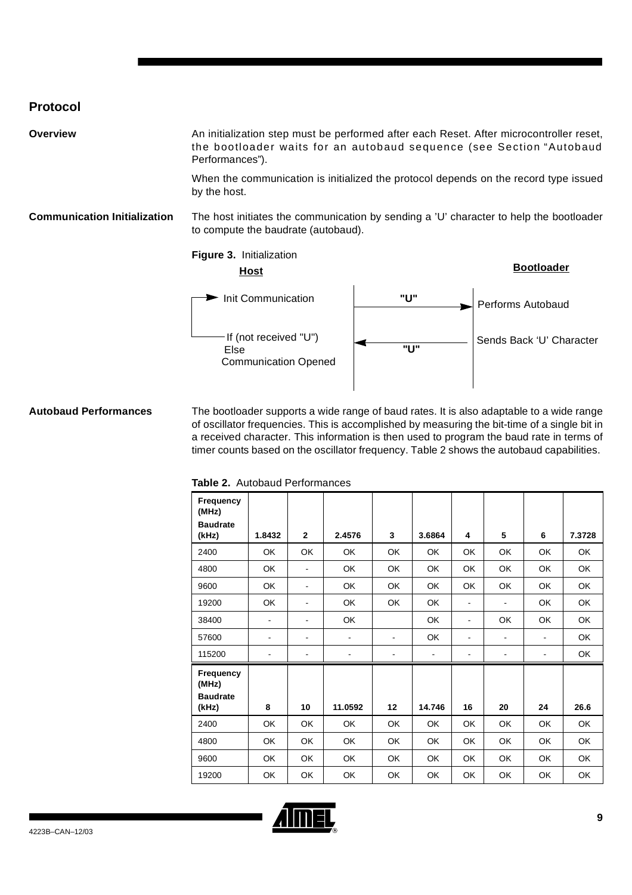## Protocol

### Overview

An initialization step must be performed after each Reset. After microcontroller reset, the bootloader waits for an autobaud sequence (see Section "Autobaud Performances").

When the communication is initialized the protocol depends on the record type issued by the host.

### Communication Initialization

The host initiates the communication by sending a 'U' character to help the bootloader to compute the baudrate (autobaud).

**Figure 3.** Initialization

| Host | | Bootloader |
|---|---|---|
| Init Communication | "U" → | Performs Autobaud |
| If (not received "U") Else Communication Opened | ← "U" | Sends Back 'U' Character |

### Autobaud Performances

The bootloader supports a wide range of baud rates. It is also adaptable to a wide range of oscillator frequencies. This is accomplished by measuring the bit-time of a single bit in a received character. This information is then used to program the baud rate in terms of timer counts based on the oscillator frequency. Table 2 shows the autobaud capabilities.

**Table 2.** Autobaud Performances

| Frequency (MHz) / Baudrate (kHz) | 1.8432 | 2 | 2.4576 | 3 | 3.6864 | 4 | 5 | 6 | 7.3728 |
|---|---|---|---|---|---|---|---|---|---|
| 2400 | OK | OK | OK | OK | OK | OK | OK | OK | OK |
| 4800 | OK | - | OK | OK | OK | OK | OK | OK | OK |
| 9600 | OK | - | OK | OK | OK | OK | OK | OK | OK |
| 19200 | OK | - | OK | OK | OK | - | - | OK | OK |
| 38400 | - | - | OK | | OK | - | OK | OK | OK |
| 57600 | - | - | - | - | OK | - | - | - | OK |
| 115200 | - | - | - | - | - | - | - | - | OK |
| **Frequency (MHz) / Baudrate (kHz)** | **8** | **10** | **11.0592** | **12** | **14.746** | **16** | **20** | **24** | **26.6** |
| 2400 | OK | OK | OK | OK | OK | OK | OK | OK | OK |
| 4800 | OK | OK | OK | OK | OK | OK | OK | OK | OK |
| 9600 | OK | OK | OK | OK | OK | OK | OK | OK | OK |
| 19200 | OK | OK | OK | OK | OK | OK | OK | OK | OK |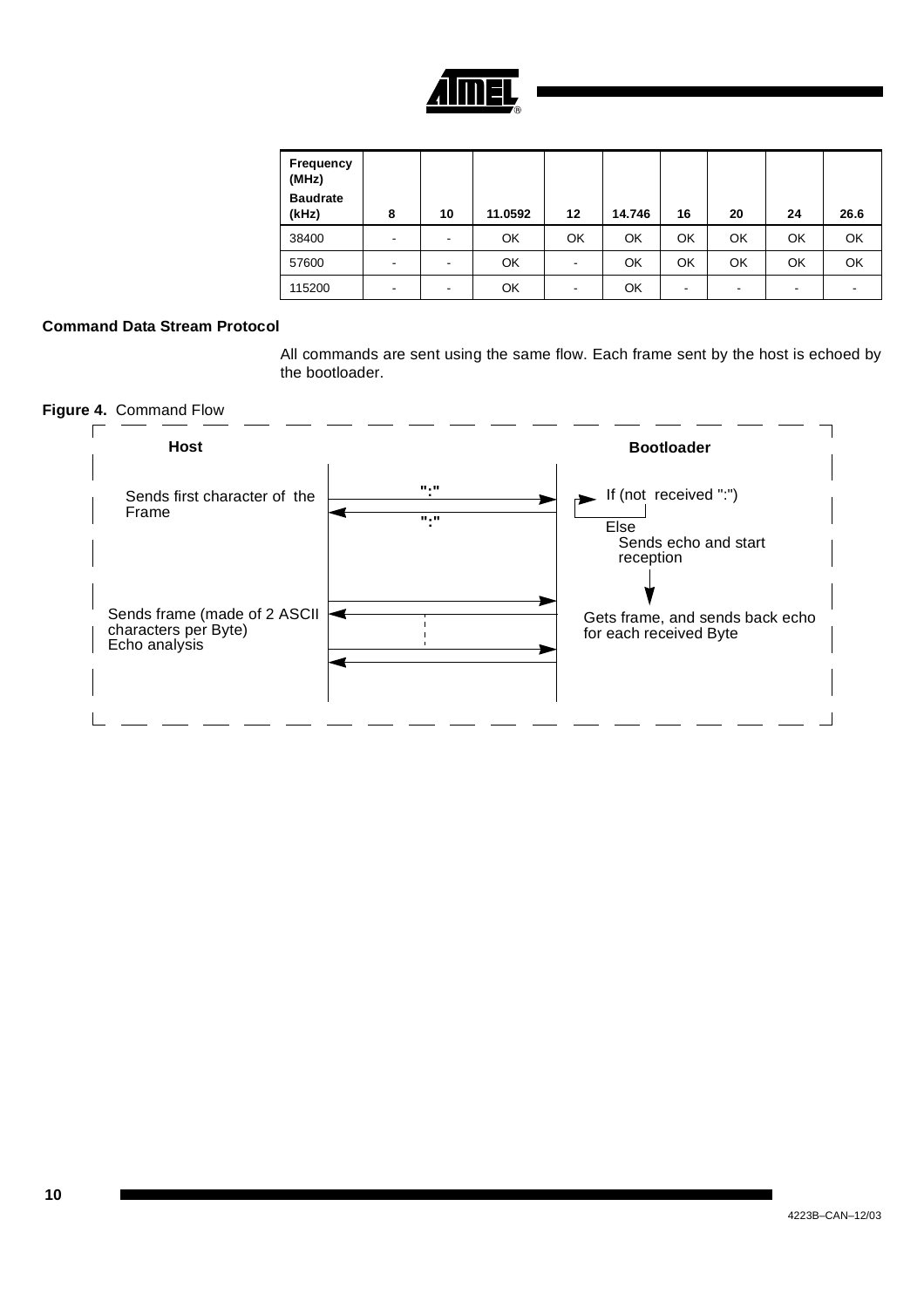| Frequency (MHz) / Baudrate (kHz) | 8 | 10 | 11.0592 | 12 | 14.746 | 16 | 20 | 24 | 26.6 |
|---|---|---|---|---|---|---|---|---|---|
| 38400 | - | - | OK | OK | OK | OK | OK | OK | OK |
| 57600 | - | - | OK | - | OK | OK | OK | OK | OK |
| 115200 | - | - | OK | - | OK | - | - | - | - |

### Command Data Stream Protocol

All commands are sent using the same flow. Each frame sent by the host is echoed by the bootloader.

**Figure 4.** Command Flow

| Host | | Bootloader |
|---|---|---|
| Sends first character of the Frame | ":" → <br> ← ":" | If (not received ":") <br> Else <br> Sends echo and start reception |
| Sends frame (made of 2 ASCII characters per Byte) <br> Echo analysis | → <br> ← <br> → <br> ← | Gets frame, and sends back echo for each received Byte |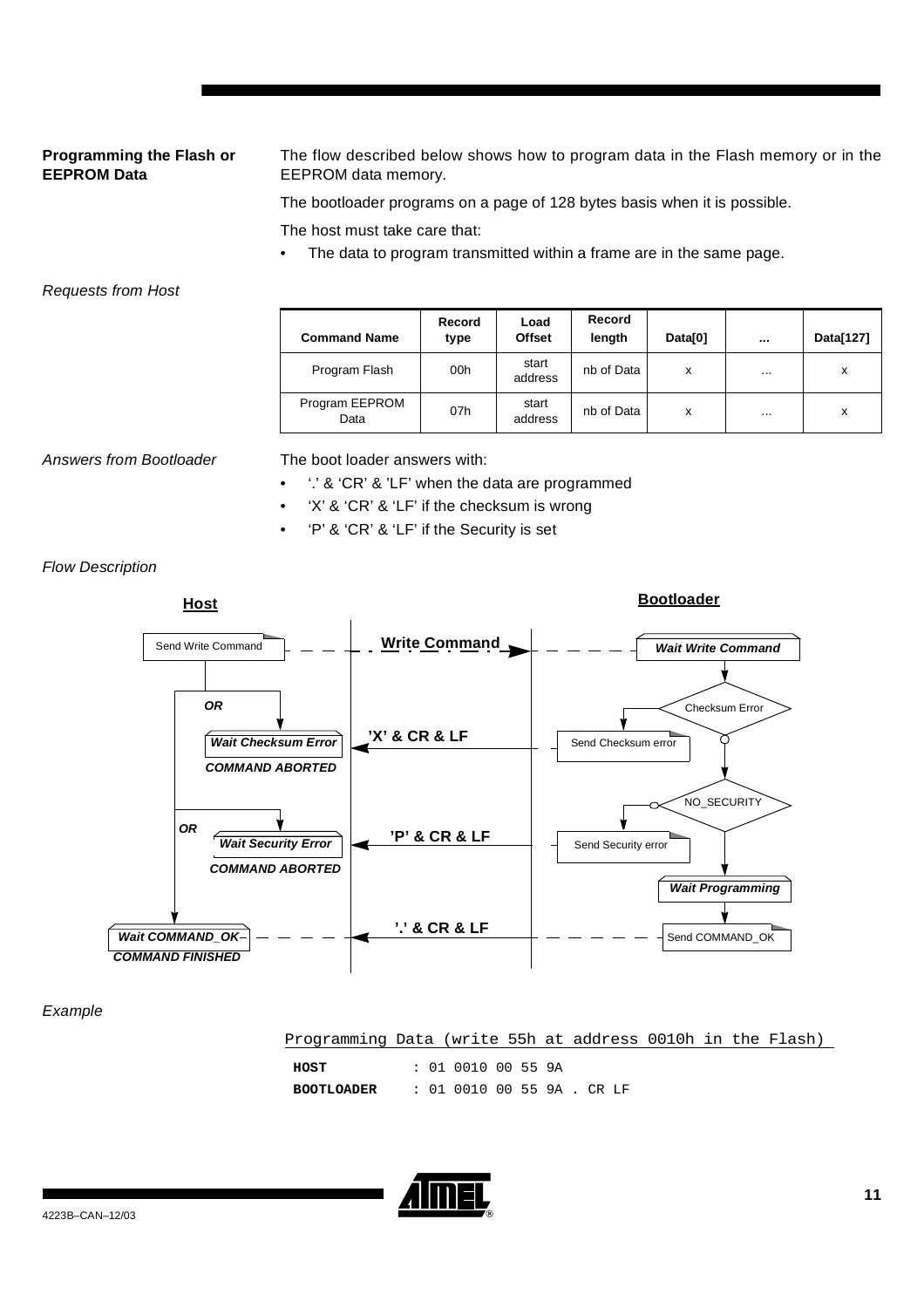### Programming the Flash or EEPROM Data

The flow described below shows how to program data in the Flash memory or in the EEPROM data memory.

The bootloader programs on a page of 128 bytes basis when it is possible.

The host must take care that:

- The data to program transmitted within a frame are in the same page.

*Requests from Host*

| Command Name | Record type | Load Offset | Record length | Data[0] | ... | Data[127] |
|---|---|---|---|---|---|---|
| Program Flash | 00h | start address | nb of Data | x | ... | x |
| Program EEPROM Data | 07h | start address | nb of Data | x | ... | x |

*Answers from Bootloader*

The boot loader answers with:

- '.' & 'CR' & 'LF' when the data are programmed
- 'X' & 'CR' & 'LF' if the checksum is wrong
- 'P' & 'CR' & 'LF' if the Security is set

*Flow Description*

**Host** / **Bootloader**

- Host: Send Write Command → **Write Command** → Bootloader: *Wait Write Command*
- Bootloader: Checksum Error → Send Checksum error → **'X' & CR & LF** → Host (OR): *Wait Checksum Error* — *COMMAND ABORTED*
- Bootloader: NO_SECURITY → Send Security error → **'P' & CR & LF** → Host (OR): *Wait Security Error* — *COMMAND ABORTED*
- Bootloader: *Wait Programming* → Send COMMAND_OK → **'.' & CR & LF** → Host: *Wait COMMAND_OK* — *COMMAND FINISHED*

*Example*

```
Programming Data (write 55h at address 0010h in the Flash)
HOST        : 01 0010 00 55 9A
BOOTLOADER  : 01 0010 00 55 9A . CR LF
```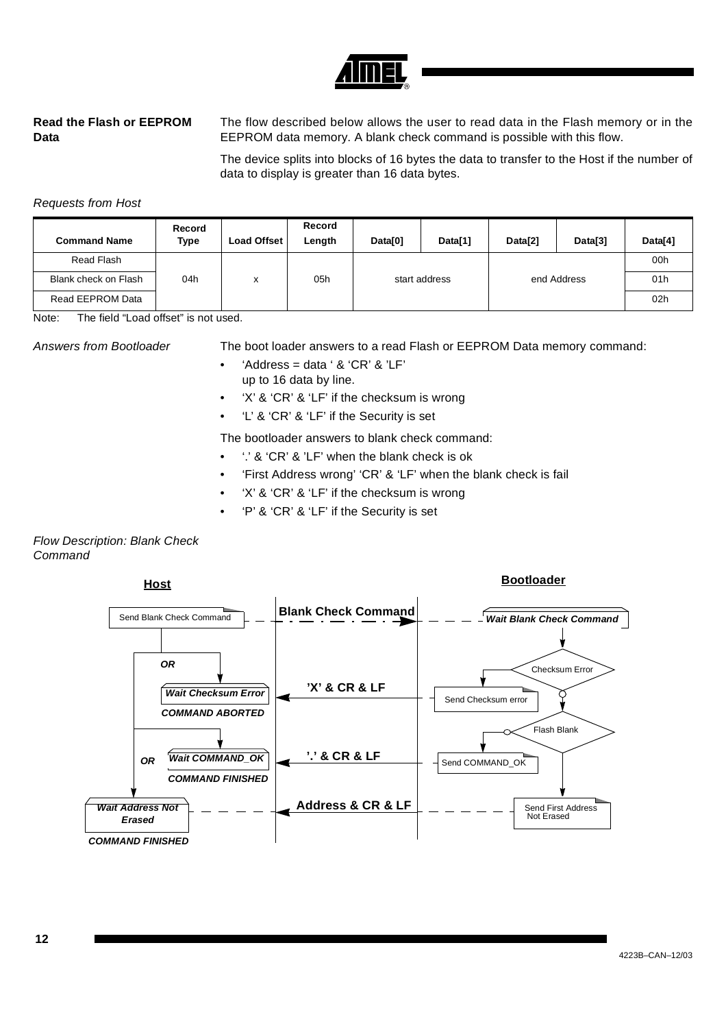## Read the Flash or EEPROM Data

The flow described below allows the user to read data in the Flash memory or in the EEPROM data memory. A blank check command is possible with this flow.

The device splits into blocks of 16 bytes the data to transfer to the Host if the number of data to display is greater than 16 data bytes.

*Requests from Host*

| Command Name | Record Type | Load Offset | Record Length | Data[0] | Data[1] | Data[2] | Data[3] | Data[4] |
|---|---|---|---|---|---|---|---|---|
| Read Flash | 04h | x | 05h | start address | | end Address | | 00h |
| Blank check on Flash | | | | | | | | 01h |
| Read EEPROM Data | | | | | | | | 02h |

Note: The field “Load offset” is not used.

*Answers from Bootloader*

The boot loader answers to a read Flash or EEPROM Data memory command:

- ‘Address = data ‘ & ‘CR’ & ’LF’
  up to 16 data by line.
- ‘X’ & ‘CR’ & ‘LF’ if the checksum is wrong
- ‘L’ & ‘CR’ & ‘LF’ if the Security is set

The bootloader answers to blank check command:

- ‘.’ & ‘CR’ & ’LF’ when the blank check is ok
- ‘First Address wrong’ ‘CR’ & ‘LF’ when the blank check is fail
- ‘X’ & ‘CR’ & ‘LF’ if the checksum is wrong
- ‘P’ & ‘CR’ & ‘LF’ if the Security is set

*Flow Description: Blank Check Command*

**Host** | **Bootloader**

- Host: Send Blank Check Command → **Blank Check Command** → Bootloader: *Wait Blank Check Command*
- Bootloader: Checksum Error → Send Checksum error → **’X’ & CR & LF** → Host (OR): *Wait Checksum Error* — *COMMAND ABORTED*
- Bootloader: Flash Blank → Send COMMAND_OK → **’.’ & CR & LF** → Host (OR): *Wait COMMAND_OK* — *COMMAND FINISHED*
- Bootloader: Send First Address Not Erased → **Address & CR & LF** → Host: *Wait Address Not Erased* — *COMMAND FINISHED*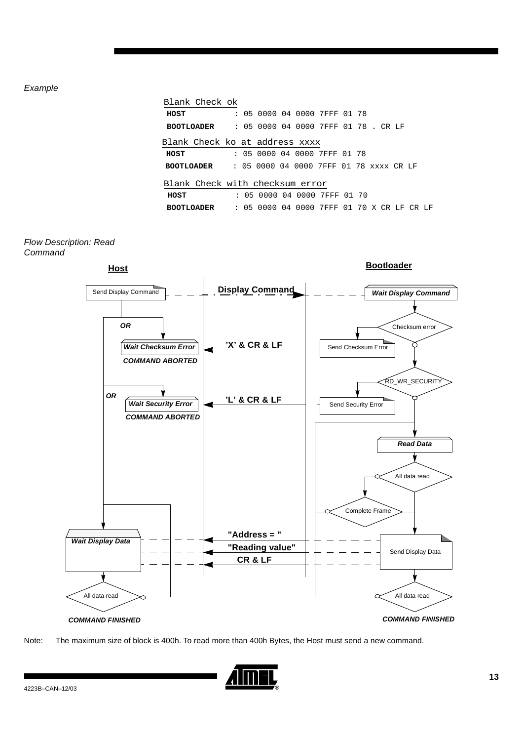*Example*

```
Blank Check ok
HOST          : 05 0000 04 0000 7FFF 01 78
BOOTLOADER    : 05 0000 04 0000 7FFF 01 78 . CR LF

Blank Check ko at address xxxx
HOST          : 05 0000 04 0000 7FFF 01 78
BOOTLOADER    : 05 0000 04 0000 7FFF 01 78 xxxx CR LF

Blank Check with checksum error
HOST          : 05 0000 04 0000 7FFF 01 70
BOOTLOADER    : 05 0000 04 0000 7FFF 01 70 X CR LF CR LF
```

*Flow Description: Read Command*

**Host** — **Bootloader**

- Send Display Command → **Display Command** → *Wait Display Command*
- Checksum error → Send Checksum Error → **'X' & CR & LF** → *Wait Checksum Error* — *COMMAND ABORTED* (OR)
- RD_WR_SECURITY → Send Security Error → **'L' & CR & LF** → *Wait Security Error* — *COMMAND ABORTED* (OR)
- *Read Data* → All data read → Complete Frame → Send Display Data → **"Address = "**, **"Reading value"**, **CR & LF** → *Wait Display Data*
- All data read → *COMMAND FINISHED* (Host and Bootloader)

Note: The maximum size of block is 400h. To read more than 400h Bytes, the Host must send a new command.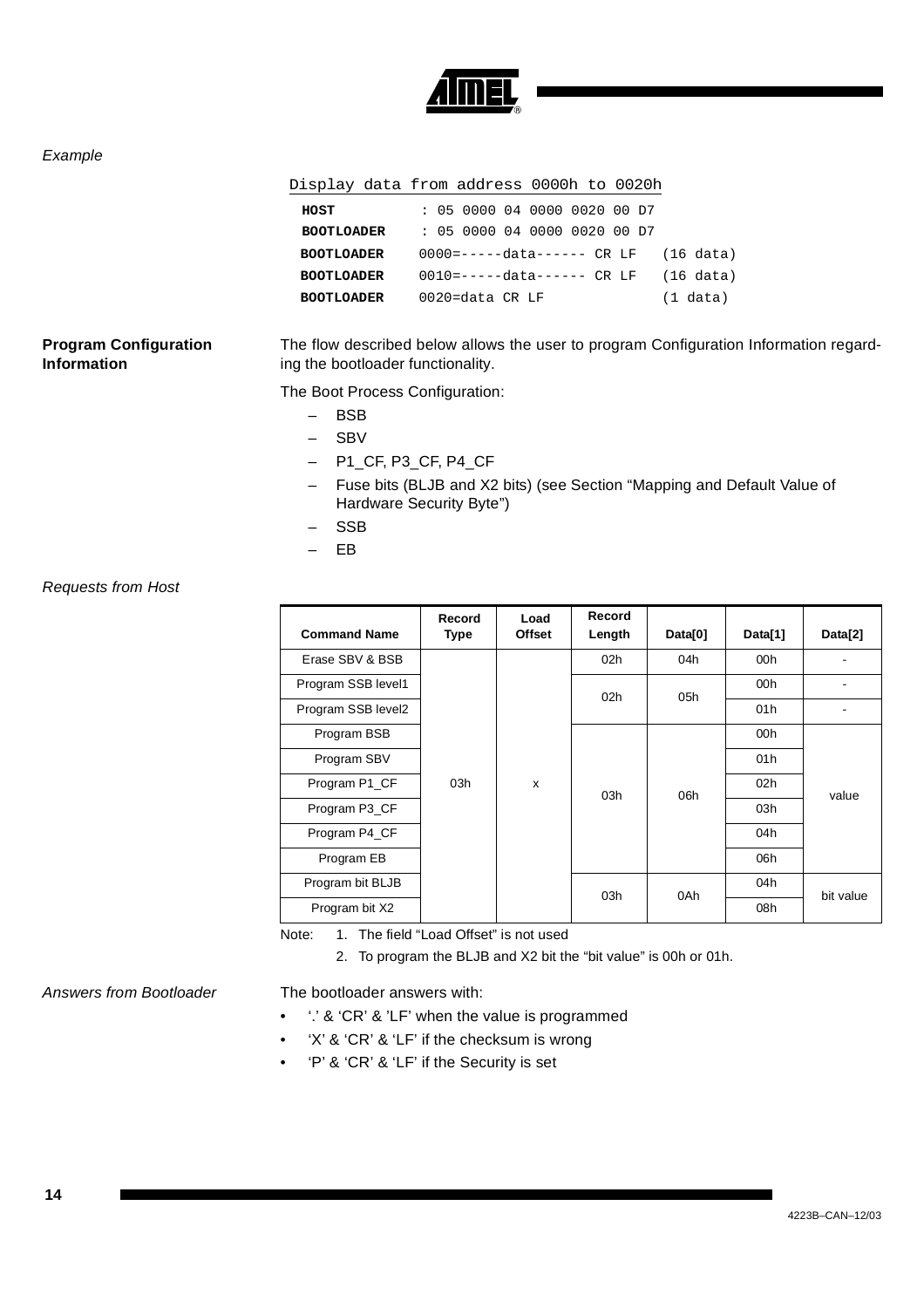*Example*

```
Display data from address 0000h to 0020h
HOST          : 05 0000 04 0000 0020 00 D7
BOOTLOADER    : 05 0000 04 0000 0020 00 D7
BOOTLOADER    0000=-----data------ CR LF   (16 data)
BOOTLOADER    0010=-----data------ CR LF   (16 data)
BOOTLOADER    0020=data CR LF              (1 data)
```

## Program Configuration Information

The flow described below allows the user to program Configuration Information regarding the bootloader functionality.

The Boot Process Configuration:

- BSB
- SBV
- P1_CF, P3_CF, P4_CF
- Fuse bits (BLJB and X2 bits) (see Section "Mapping and Default Value of Hardware Security Byte")
- SSB
- EB

*Requests from Host*

| Command Name | Record Type | Load Offset | Record Length | Data[0] | Data[1] | Data[2] |
|---|---|---|---|---|---|---|
| Erase SBV & BSB | 03h | x | 02h | 04h | 00h | - |
| Program SSB level1 | | | 02h | 05h | 00h | - |
| Program SSB level2 | | | | | 01h | - |
| Program BSB | | | 03h | 06h | 00h | value |
| Program SBV | | | | | 01h | |
| Program P1_CF | | | | | 02h | |
| Program P3_CF | | | | | 03h | |
| Program P4_CF | | | | | 04h | |
| Program EB | | | | | 06h | |
| Program bit BLJB | | | 03h | 0Ah | 04h | bit value |
| Program bit X2 | | | | | 08h | |

Note: 1. The field "Load Offset" is not used

2. To program the BLJB and X2 bit the "bit value" is 00h or 01h.

*Answers from Bootloader*

The bootloader answers with:

- '.' & 'CR' & 'LF' when the value is programmed
- 'X' & 'CR' & 'LF' if the checksum is wrong
- 'P' & 'CR' & 'LF' if the Security is set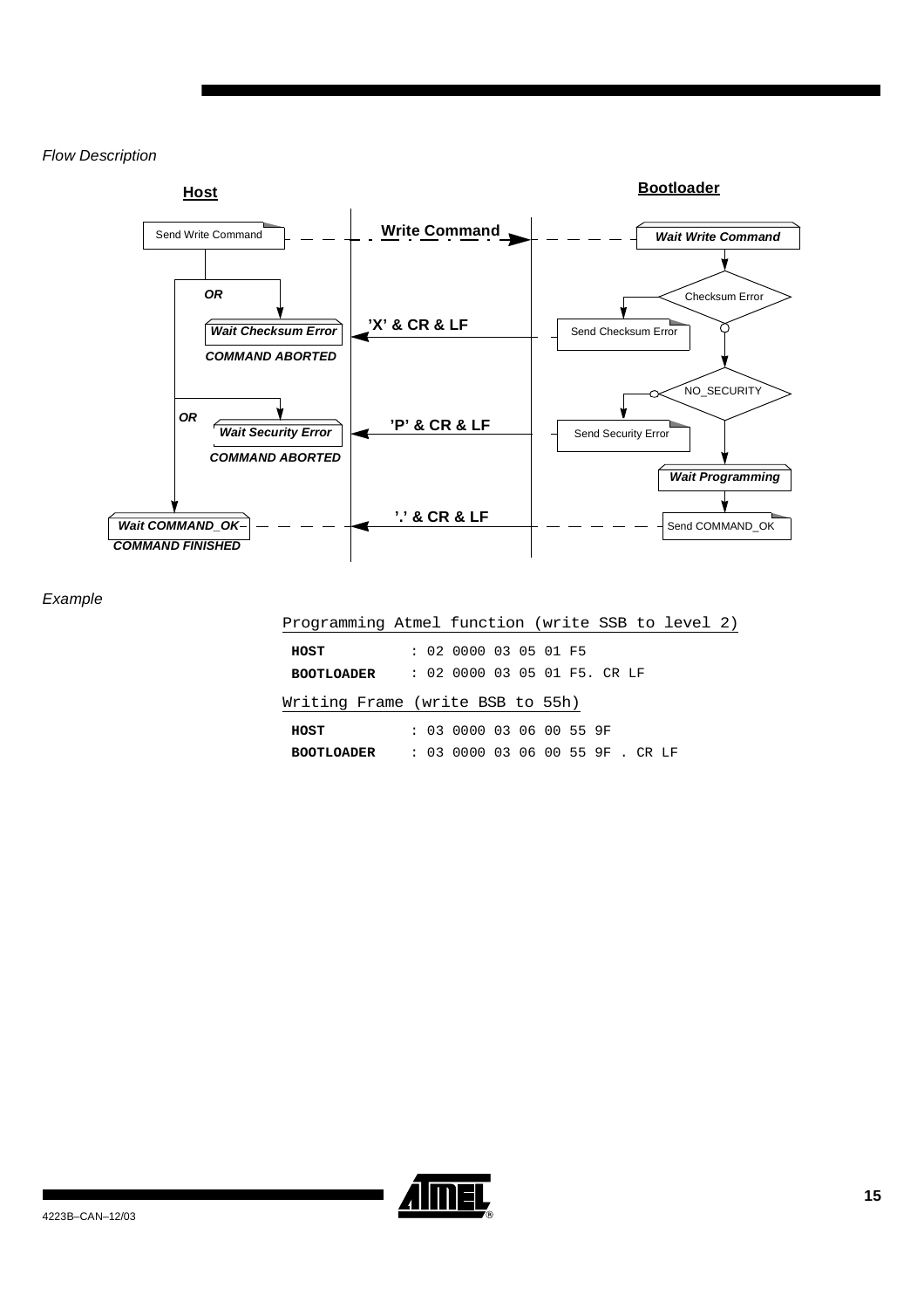*Flow Description*

**Host** | **Bootloader**

Send Write Command — **Write Command** → ***Wait Write Command***

Checksum Error → Send Checksum Error — **'X' & CR & LF** → ***OR*** ***Wait Checksum Error*** — ***COMMAND ABORTED***

NO_SECURITY → Send Security Error — **'P' & CR & LF** → ***OR*** ***Wait Security Error*** — ***COMMAND ABORTED***

***Wait Programming*** → Send COMMAND_OK — **'.' & CR & LF** → ***Wait COMMAND_OK*** — ***COMMAND FINISHED***

*Example*

Programming Atmel function (write SSB to level 2)

```
HOST        : 02 0000 03 05 01 F5
BOOTLOADER  : 02 0000 03 05 01 F5. CR LF
```

Writing Frame (write BSB to 55h)

```
HOST        : 03 0000 03 06 00 55 9F
BOOTLOADER  : 03 0000 03 06 00 55 9F . CR LF
```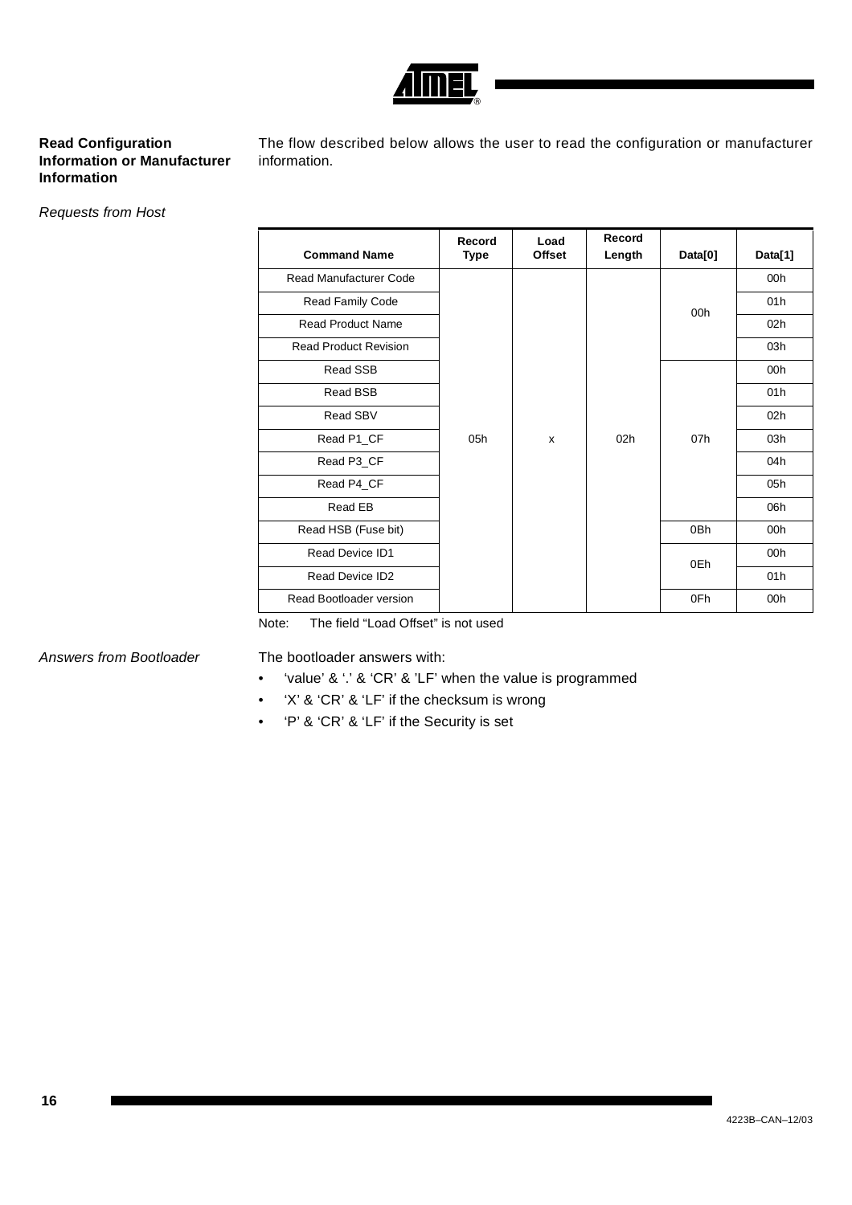### Read Configuration Information or Manufacturer Information

The flow described below allows the user to read the configuration or manufacturer information.

*Requests from Host*

| Command Name | Record Type | Load Offset | Record Length | Data[0] | Data[1] |
|---|---|---|---|---|---|
| Read Manufacturer Code | 05h | x | 02h | 00h | 00h |
| Read Family Code | | | | | 01h |
| Read Product Name | | | | | 02h |
| Read Product Revision | | | | | 03h |
| Read SSB | | | | 07h | 00h |
| Read BSB | | | | | 01h |
| Read SBV | | | | | 02h |
| Read P1_CF | | | | | 03h |
| Read P3_CF | | | | | 04h |
| Read P4_CF | | | | | 05h |
| Read EB | | | | | 06h |
| Read HSB (Fuse bit) | | | | 0Bh | 00h |
| Read Device ID1 | | | | 0Eh | 00h |
| Read Device ID2 | | | | | 01h |
| Read Bootloader version | | | | 0Fh | 00h |

Note: The field “Load Offset” is not used

*Answers from Bootloader*

The bootloader answers with:

- ‘value’ & ‘.’ & ‘CR’ & ’LF’ when the value is programmed
- ‘X’ & ‘CR’ & ‘LF’ if the checksum is wrong
- ‘P’ & ‘CR’ & ‘LF’ if the Security is set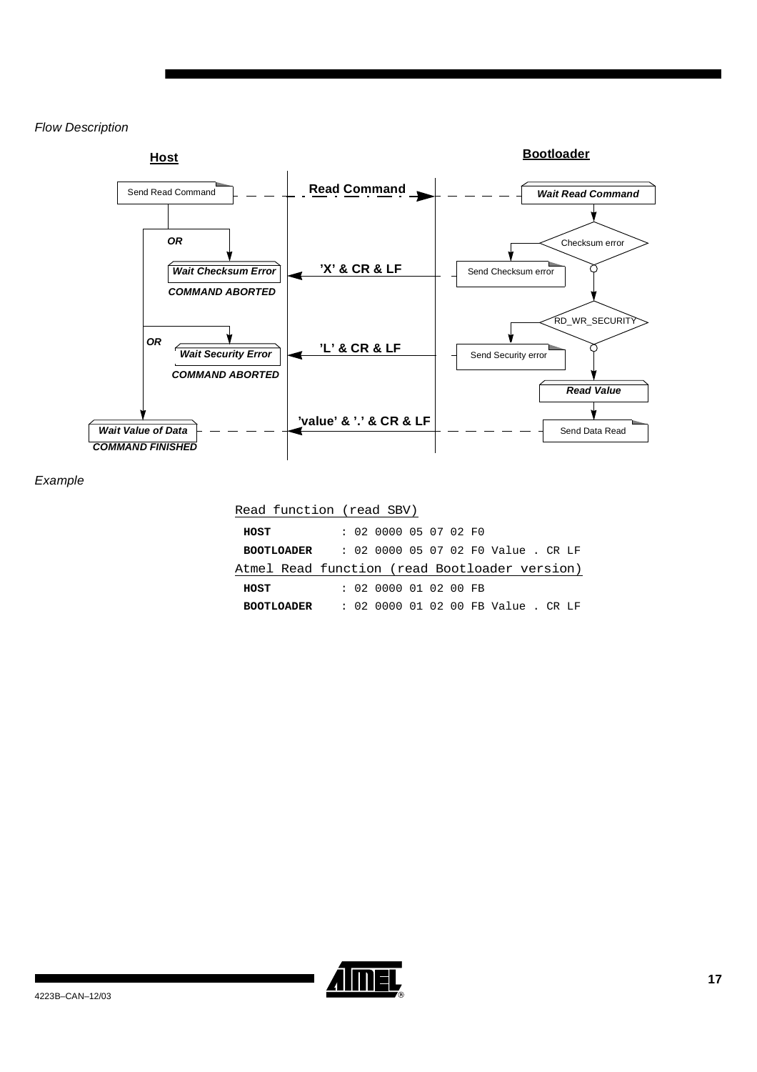*Flow Description*

**Host** | **Bootloader**

- Host: Send Read Command → **Read Command** → Bootloader: ***Wait Read Command***
- Bootloader: Checksum error → Send Checksum error → **'X' & CR & LF** → Host (OR): ***Wait Checksum Error*** — ***COMMAND ABORTED***
- Bootloader: RD_WR_SECURITY → Send Security error → **'L' & CR & LF** → Host (OR): ***Wait Security Error*** — ***COMMAND ABORTED***
- Bootloader: ***Read Value*** → Send Data Read → **'value' & '.' & CR & LF** → Host: ***Wait Value of Data*** — ***COMMAND FINISHED***

*Example*

```
Read function (read SBV)
 HOST          : 02 0000 05 07 02 F0
 BOOTLOADER    : 02 0000 05 07 02 F0 Value . CR LF
Atmel Read function (read Bootloader version)
 HOST          : 02 0000 01 02 00 FB
 BOOTLOADER    : 02 0000 01 02 00 FB Value . CR LF
```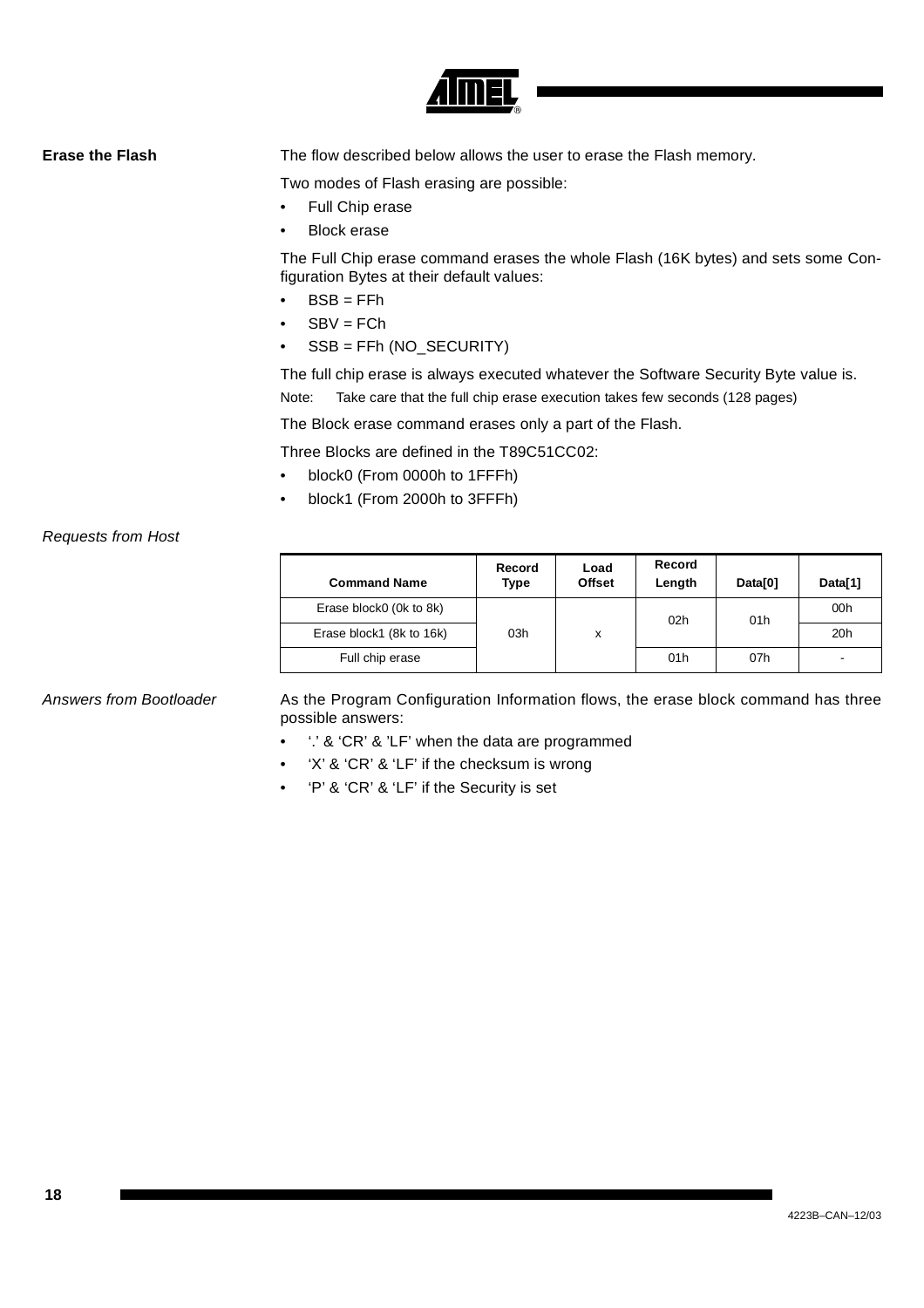## Erase the Flash

The flow described below allows the user to erase the Flash memory.

Two modes of Flash erasing are possible:

- Full Chip erase
- Block erase

The Full Chip erase command erases the whole Flash (16K bytes) and sets some Configuration Bytes at their default values:

- BSB = FFh
- SBV = FCh
- SSB = FFh (NO_SECURITY)

The full chip erase is always executed whatever the Software Security Byte value is.

Note: Take care that the full chip erase execution takes few seconds (128 pages)

The Block erase command erases only a part of the Flash.

Three Blocks are defined in the T89C51CC02:

- block0 (From 0000h to 1FFFh)
- block1 (From 2000h to 3FFFh)

### *Requests from Host*

| Command Name | Record Type | Load Offset | Record Length | Data[0] | Data[1] |
|---|---|---|---|---|---|
| Erase block0 (0k to 8k) | 03h | x | 02h | 01h | 00h |
| Erase block1 (8k to 16k) | 03h | x | 02h | 01h | 20h |
| Full chip erase | 03h | x | 01h | 07h | - |

### *Answers from Bootloader*

As the Program Configuration Information flows, the erase block command has three possible answers:

- '.' & 'CR' & 'LF' when the data are programmed
- 'X' & 'CR' & 'LF' if the checksum is wrong
- 'P' & 'CR' & 'LF' if the Security is set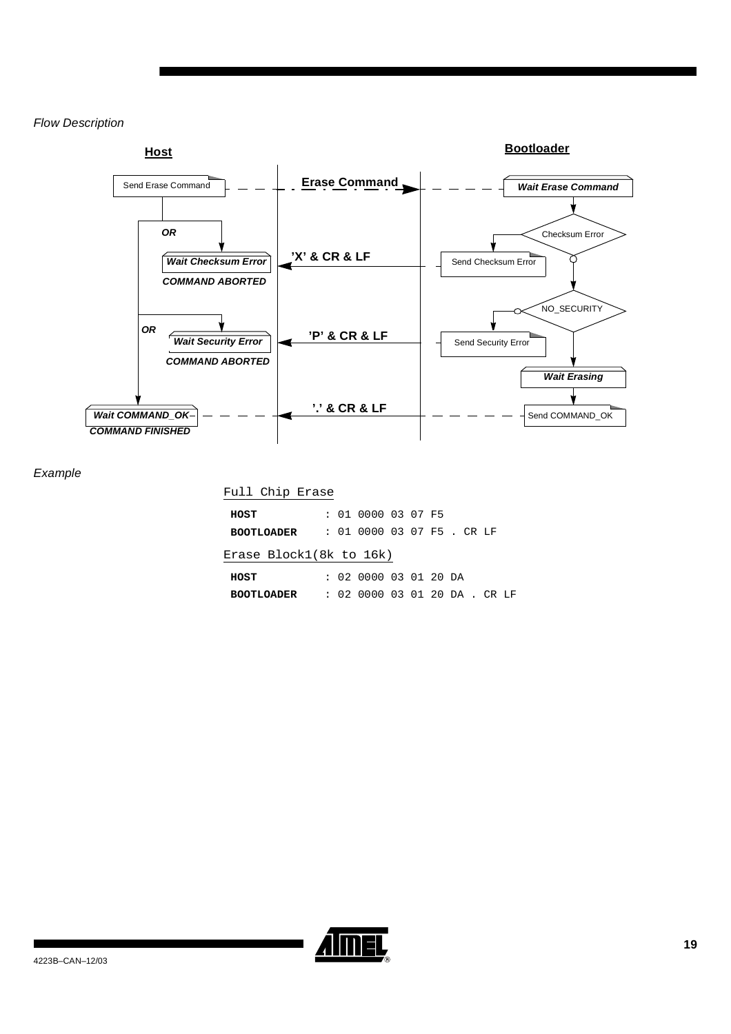*Flow Description*

**Host** | **Bootloader**

- Host: Send Erase Command → **Erase Command** → Bootloader: *Wait Erase Command*
- Bootloader: Checksum Error → Send Checksum Error → **'X' & CR & LF** → Host (OR): *Wait Checksum Error* — *COMMAND ABORTED*
- Bootloader: NO_SECURITY → Send Security Error → **'P' & CR & LF** → Host (OR): *Wait Security Error* — *COMMAND ABORTED*
- Bootloader: *Wait Erasing* → Send COMMAND_OK → **'.' & CR & LF** → Host: *Wait COMMAND_OK* — *COMMAND FINISHED*

*Example*

Full Chip Erase

```
HOST          : 01 0000 03 07 F5
BOOTLOADER    : 01 0000 03 07 F5 . CR LF
```

Erase Block1(8k to 16k)

```
HOST          : 02 0000 03 01 20 DA
BOOTLOADER    : 02 0000 03 01 20 DA . CR LF
```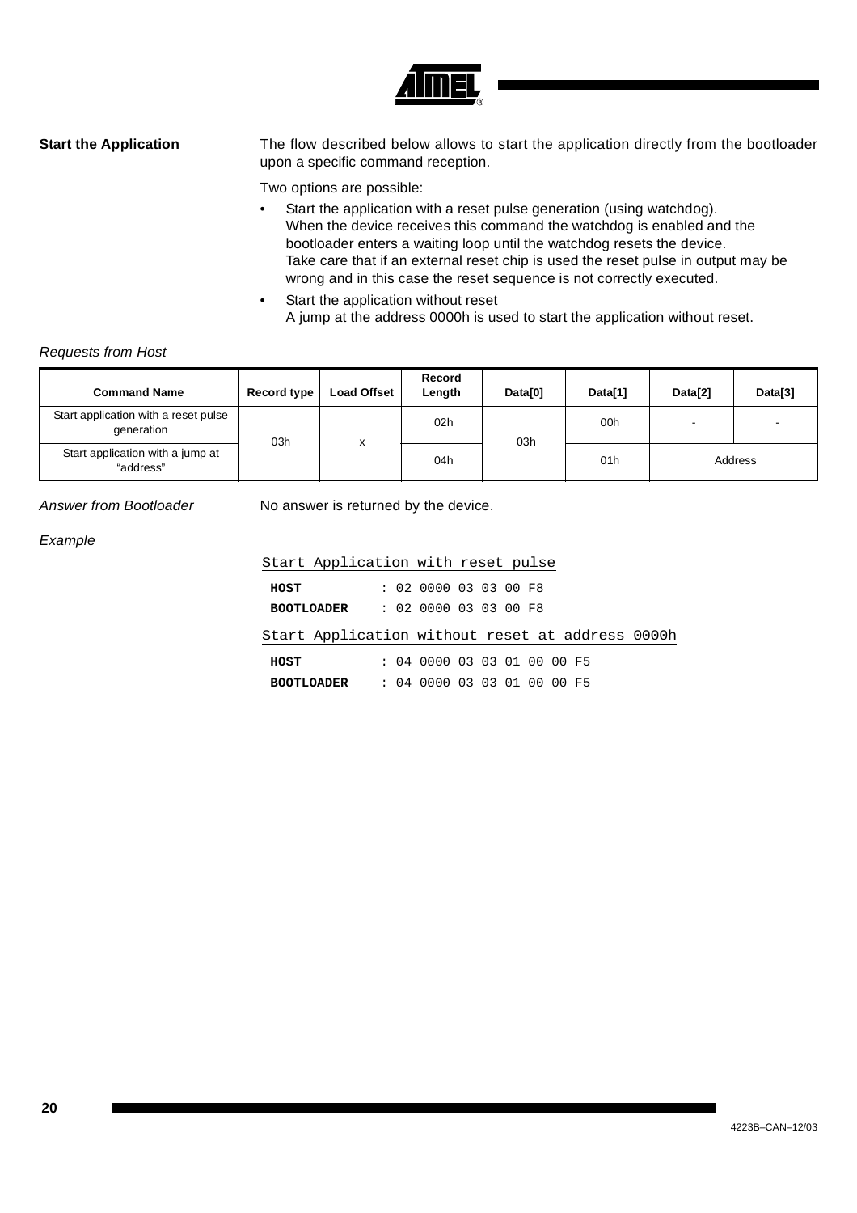## Start the Application

The flow described below allows to start the application directly from the bootloader upon a specific command reception.

Two options are possible:

- Start the application with a reset pulse generation (using watchdog).
  When the device receives this command the watchdog is enabled and the bootloader enters a waiting loop until the watchdog resets the device.
  Take care that if an external reset chip is used the reset pulse in output may be wrong and in this case the reset sequence is not correctly executed.
- Start the application without reset
  A jump at the address 0000h is used to start the application without reset.

*Requests from Host*

| Command Name | Record type | Load Offset | Record Length | Data[0] | Data[1] | Data[2] | Data[3] |
|---|---|---|---|---|---|---|---|
| Start application with a reset pulse generation | 03h | x | 02h | 03h | 00h | - | - |
| Start application with a jump at "address" | 03h | x | 04h | 03h | 01h | Address | |

*Answer from Bootloader* No answer is returned by the device.

*Example*

```
Start Application with reset pulse
HOST          : 02 0000 03 03 00 F8
BOOTLOADER    : 02 0000 03 03 00 F8
Start Application without reset at address 0000h
HOST          : 04 0000 03 03 01 00 00 F5
BOOTLOADER    : 04 0000 03 03 01 00 00 F5
```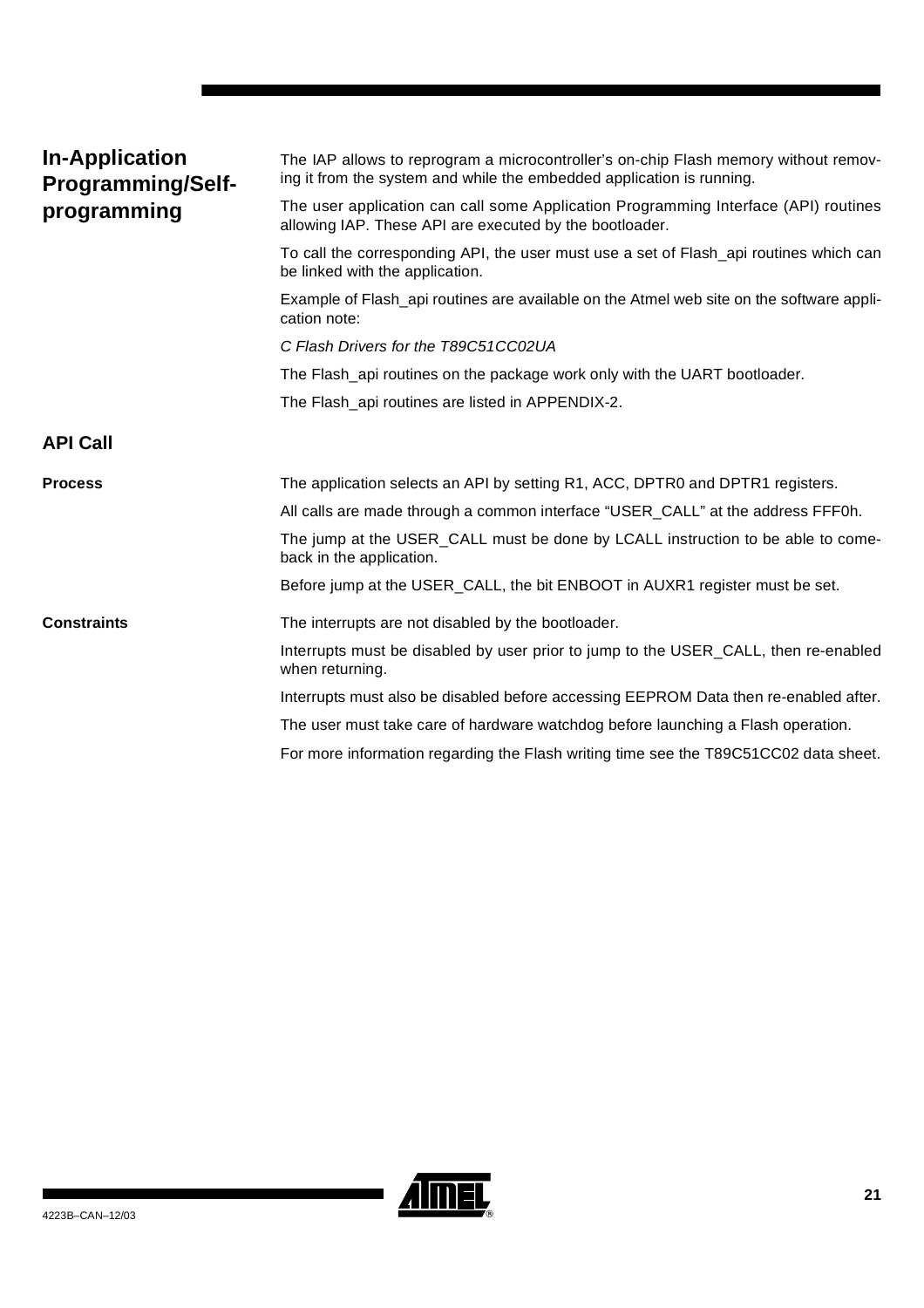## In-Application Programming/Self-programming

The IAP allows to reprogram a microcontroller's on-chip Flash memory without removing it from the system and while the embedded application is running.

The user application can call some Application Programming Interface (API) routines allowing IAP. These API are executed by the bootloader.

To call the corresponding API, the user must use a set of Flash_api routines which can be linked with the application.

Example of Flash_api routines are available on the Atmel web site on the software application note:

*C Flash Drivers for the T89C51CC02UA*

The Flash_api routines on the package work only with the UART bootloader.

The Flash_api routines are listed in APPENDIX-2.

### API Call

#### Process

The application selects an API by setting R1, ACC, DPTR0 and DPTR1 registers.

All calls are made through a common interface "USER_CALL" at the address FFF0h.

The jump at the USER_CALL must be done by LCALL instruction to be able to comeback in the application.

Before jump at the USER_CALL, the bit ENBOOT in AUXR1 register must be set.

#### Constraints

The interrupts are not disabled by the bootloader.

Interrupts must be disabled by user prior to jump to the USER_CALL, then re-enabled when returning.

Interrupts must also be disabled before accessing EEPROM Data then re-enabled after.

The user must take care of hardware watchdog before launching a Flash operation.

For more information regarding the Flash writing time see the T89C51CC02 data sheet.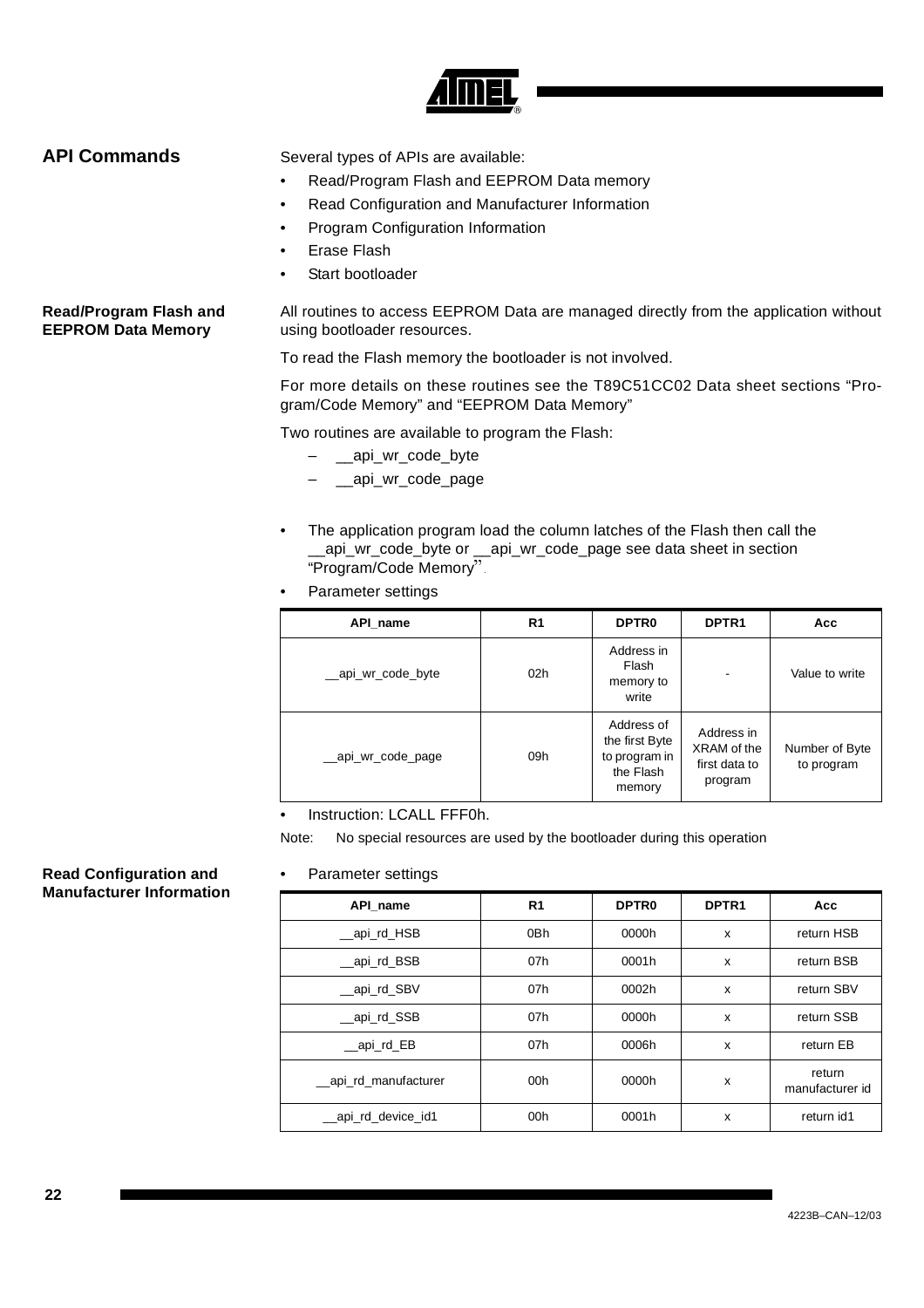## API Commands

Several types of APIs are available:

- Read/Program Flash and EEPROM Data memory
- Read Configuration and Manufacturer Information
- Program Configuration Information
- Erase Flash
- Start bootloader

### Read/Program Flash and EEPROM Data Memory

All routines to access EEPROM Data are managed directly from the application without using bootloader resources.

To read the Flash memory the bootloader is not involved.

For more details on these routines see the T89C51CC02 Data sheet sections "Program/Code Memory" and "EEPROM Data Memory"

Two routines are available to program the Flash:

– __api_wr_code_byte
– __api_wr_code_page

- The application program load the column latches of the Flash then call the __api_wr_code_byte or __api_wr_code_page see data sheet in section "Program/Code Memory".
- Parameter settings

| API_name | R1 | DPTR0 | DPTR1 | Acc |
|---|---|---|---|---|
| __api_wr_code_byte | 02h | Address in Flash memory to write | - | Value to write |
| __api_wr_code_page | 09h | Address of the first Byte to program in the Flash memory | Address in XRAM of the first data to program | Number of Byte to program |

- Instruction: LCALL FFF0h.

Note: No special resources are used by the bootloader during this operation

### Read Configuration and Manufacturer Information

- Parameter settings

| API_name | R1 | DPTR0 | DPTR1 | Acc |
|---|---|---|---|---|
| __api_rd_HSB | 0Bh | 0000h | x | return HSB |
| __api_rd_BSB | 07h | 0001h | x | return BSB |
| __api_rd_SBV | 07h | 0002h | x | return SBV |
| __api_rd_SSB | 07h | 0000h | x | return SSB |
| __api_rd_EB | 07h | 0006h | x | return EB |
| __api_rd_manufacturer | 00h | 0000h | x | return manufacturer id |
| __api_rd_device_id1 | 00h | 0001h | x | return id1 |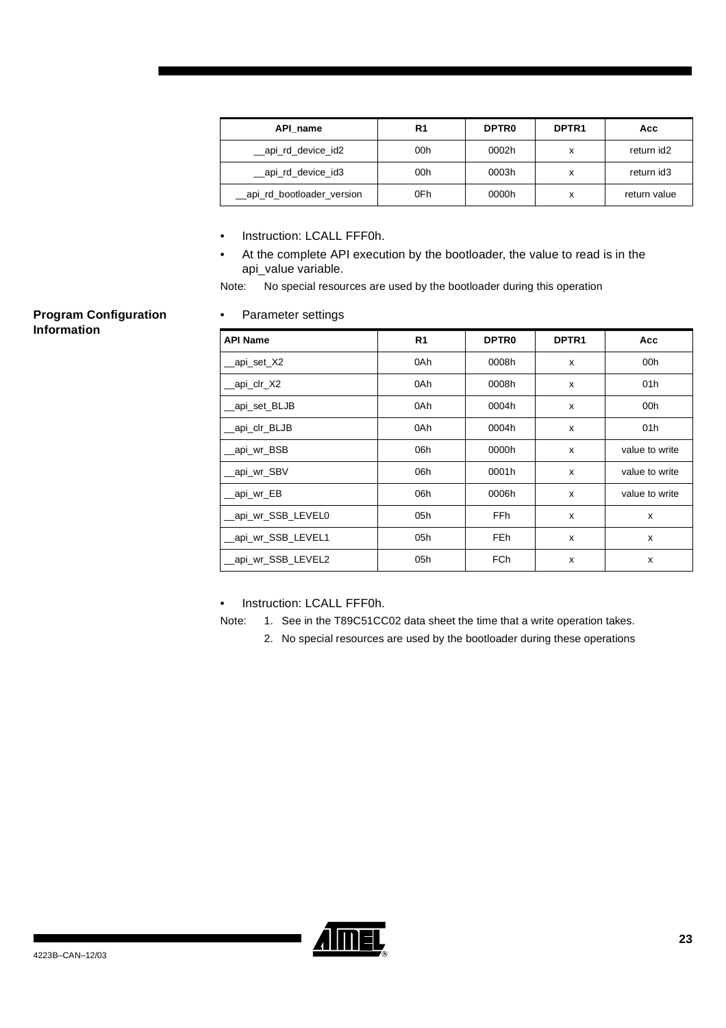| API_name | R1 | DPTR0 | DPTR1 | Acc |
|---|---|---|---|---|
| __api_rd_device_id2 | 00h | 0002h | x | return id2 |
| __api_rd_device_id3 | 00h | 0003h | x | return id3 |
| __api_rd_bootloader_version | 0Fh | 0000h | x | return value |

- Instruction: LCALL FFF0h.
- At the complete API execution by the bootloader, the value to read is in the api_value variable.

Note: No special resources are used by the bootloader during this operation

## Program Configuration Information

- Parameter settings

| API Name | R1 | DPTR0 | DPTR1 | Acc |
|---|---|---|---|---|
| __api_set_X2 | 0Ah | 0008h | x | 00h |
| __api_clr_X2 | 0Ah | 0008h | x | 01h |
| __api_set_BLJB | 0Ah | 0004h | x | 00h |
| __api_clr_BLJB | 0Ah | 0004h | x | 01h |
| __api_wr_BSB | 06h | 0000h | x | value to write |
| __api_wr_SBV | 06h | 0001h | x | value to write |
| __api_wr_EB | 06h | 0006h | x | value to write |
| __api_wr_SSB_LEVEL0 | 05h | FFh | x | x |
| __api_wr_SSB_LEVEL1 | 05h | FEh | x | x |
| __api_wr_SSB_LEVEL2 | 05h | FCh | x | x |

- Instruction: LCALL FFF0h.

Note: 1. See in the T89C51CC02 data sheet the time that a write operation takes.
2. No special resources are used by the bootloader during these operations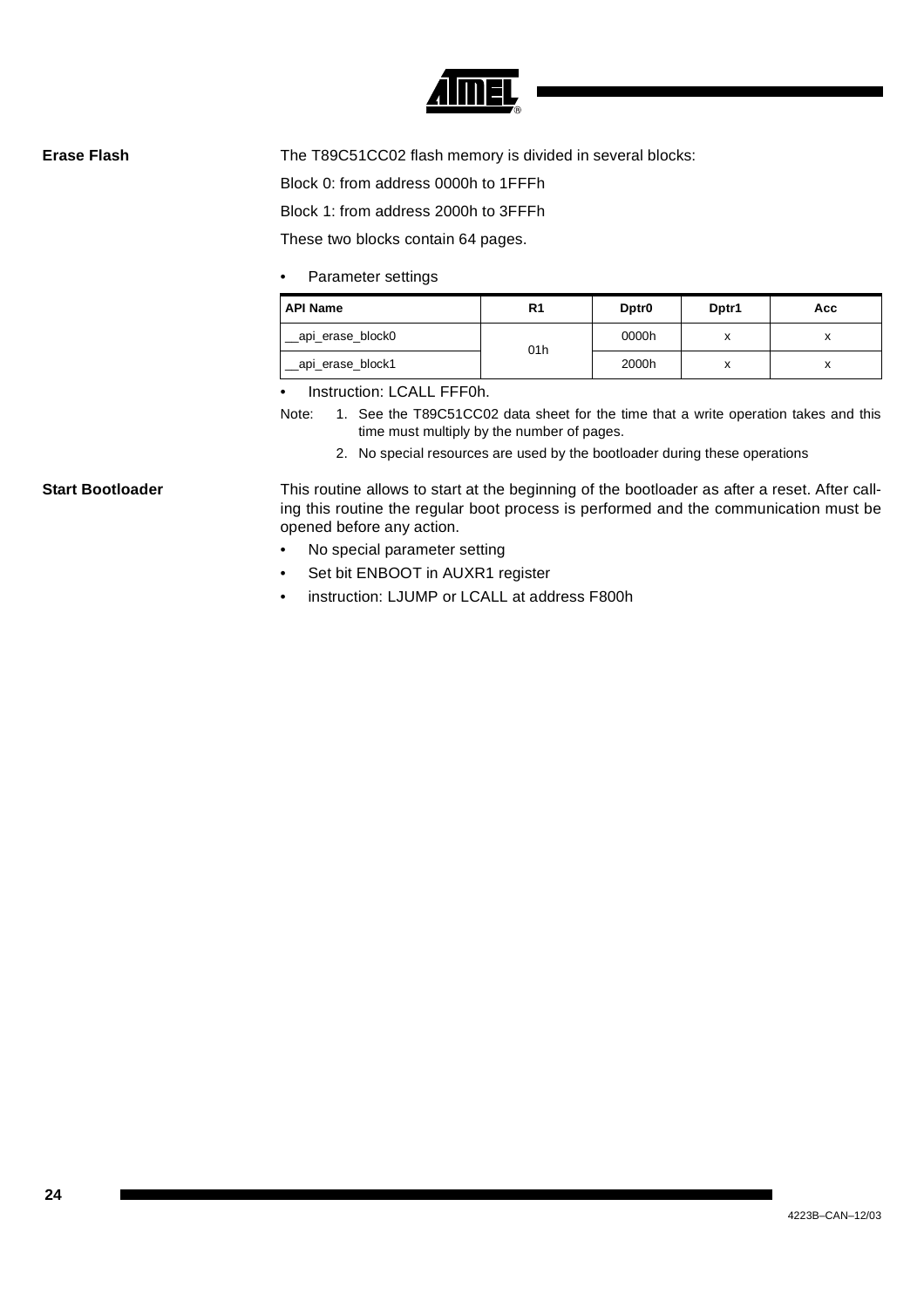### Erase Flash

The T89C51CC02 flash memory is divided in several blocks:

Block 0: from address 0000h to 1FFFh

Block 1: from address 2000h to 3FFFh

These two blocks contain 64 pages.

- Parameter settings

| API Name | R1 | Dptr0 | Dptr1 | Acc |
|---|---|---|---|---|
| __api_erase_block0 | 01h | 0000h | x | x |
| __api_erase_block1 | | 2000h | x | x |

- Instruction: LCALL FFF0h.

Note:
1. See the T89C51CC02 data sheet for the time that a write operation takes and this time must multiply by the number of pages.
2. No special resources are used by the bootloader during these operations

### Start Bootloader

This routine allows to start at the beginning of the bootloader as after a reset. After calling this routine the regular boot process is performed and the communication must be opened before any action.

- No special parameter setting
- Set bit ENBOOT in AUXR1 register
- instruction: LJUMP or LCALL at address F800h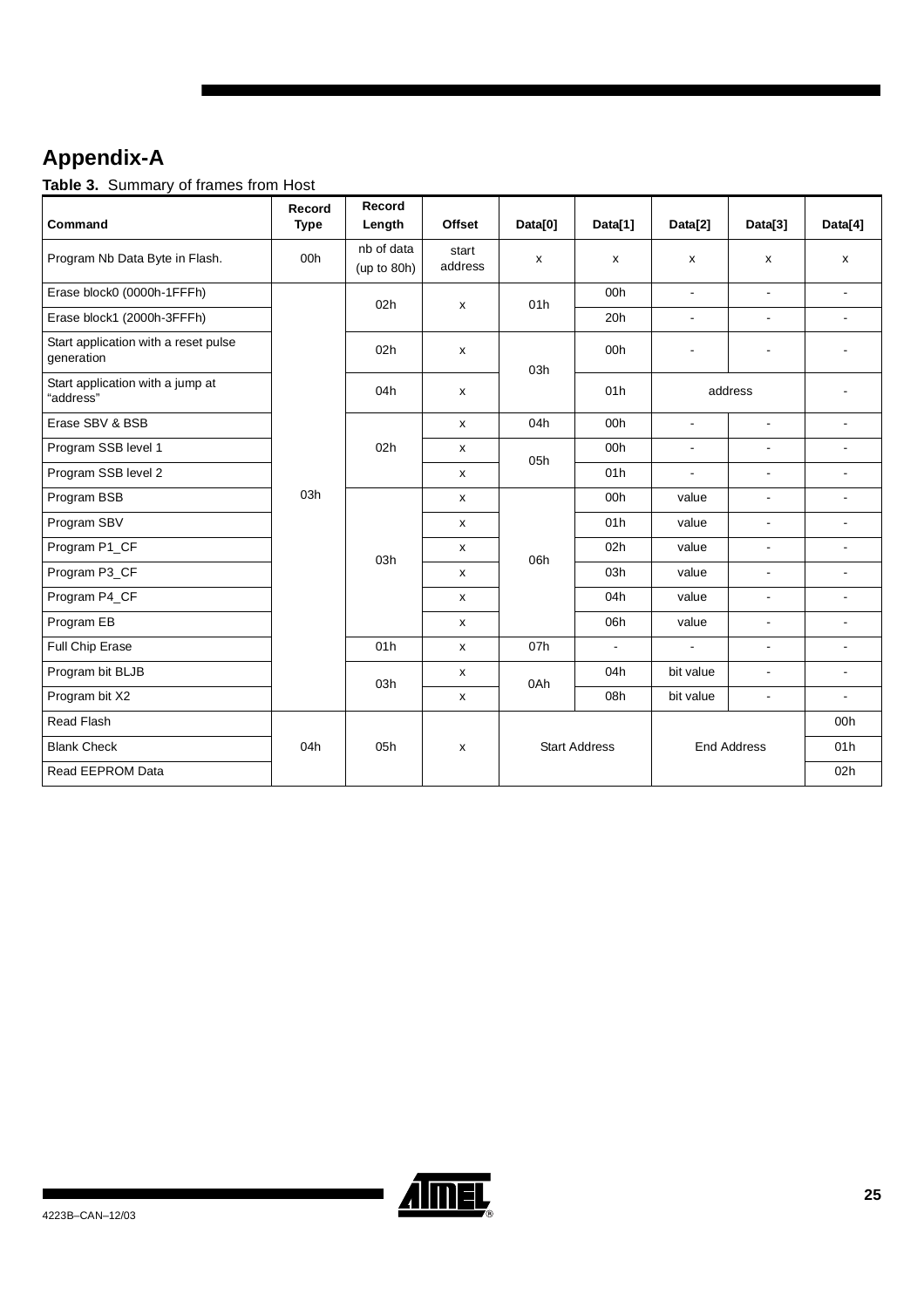# Appendix-A

**Table 3.** Summary of frames from Host

| Command | Record Type | Record Length | Offset | Data[0] | Data[1] | Data[2] | Data[3] | Data[4] |
|---|---|---|---|---|---|---|---|---|
| Program Nb Data Byte in Flash. | 00h | nb of data (up to 80h) | start address | x | x | x | x | x |
| Erase block0 (0000h-1FFFh) | 03h | 02h | x | 01h | 00h | - | - | - |
| Erase block1 (2000h-3FFFh) | 03h | 02h | x | 01h | 20h | - | - | - |
| Start application with a reset pulse generation | 03h | 02h | x | 03h | 00h | - | - | - |
| Start application with a jump at "address" | 03h | 04h | x | 03h | 01h | address | | - |
| Erase SBV & BSB | 03h | 02h | x | 04h | 00h | - | - | - |
| Program SSB level 1 | 03h | 02h | x | 05h | 00h | - | - | - |
| Program SSB level 2 | 03h | 02h | x | 05h | 01h | - | - | - |
| Program BSB | 03h | 03h | x | 06h | 00h | value | - | - |
| Program SBV | 03h | 03h | x | 06h | 01h | value | - | - |
| Program P1_CF | 03h | 03h | x | 06h | 02h | value | - | - |
| Program P3_CF | 03h | 03h | x | 06h | 03h | value | - | - |
| Program P4_CF | 03h | 03h | x | 06h | 04h | value | - | - |
| Program EB | 03h | 03h | x | 06h | 06h | value | - | - |
| Full Chip Erase | 03h | 01h | x | 07h | - | - | - | - |
| Program bit BLJB | 03h | 03h | x | 0Ah | 04h | bit value | - | - |
| Program bit X2 | 03h | 03h | x | 0Ah | 08h | bit value | - | - |
| Read Flash | 04h | 05h | x | Start Address | | End Address | | 00h |
| Blank Check | 04h | 05h | x | Start Address | | End Address | | 01h |
| Read EEPROM Data | 04h | 05h | x | Start Address | | End Address | | 02h |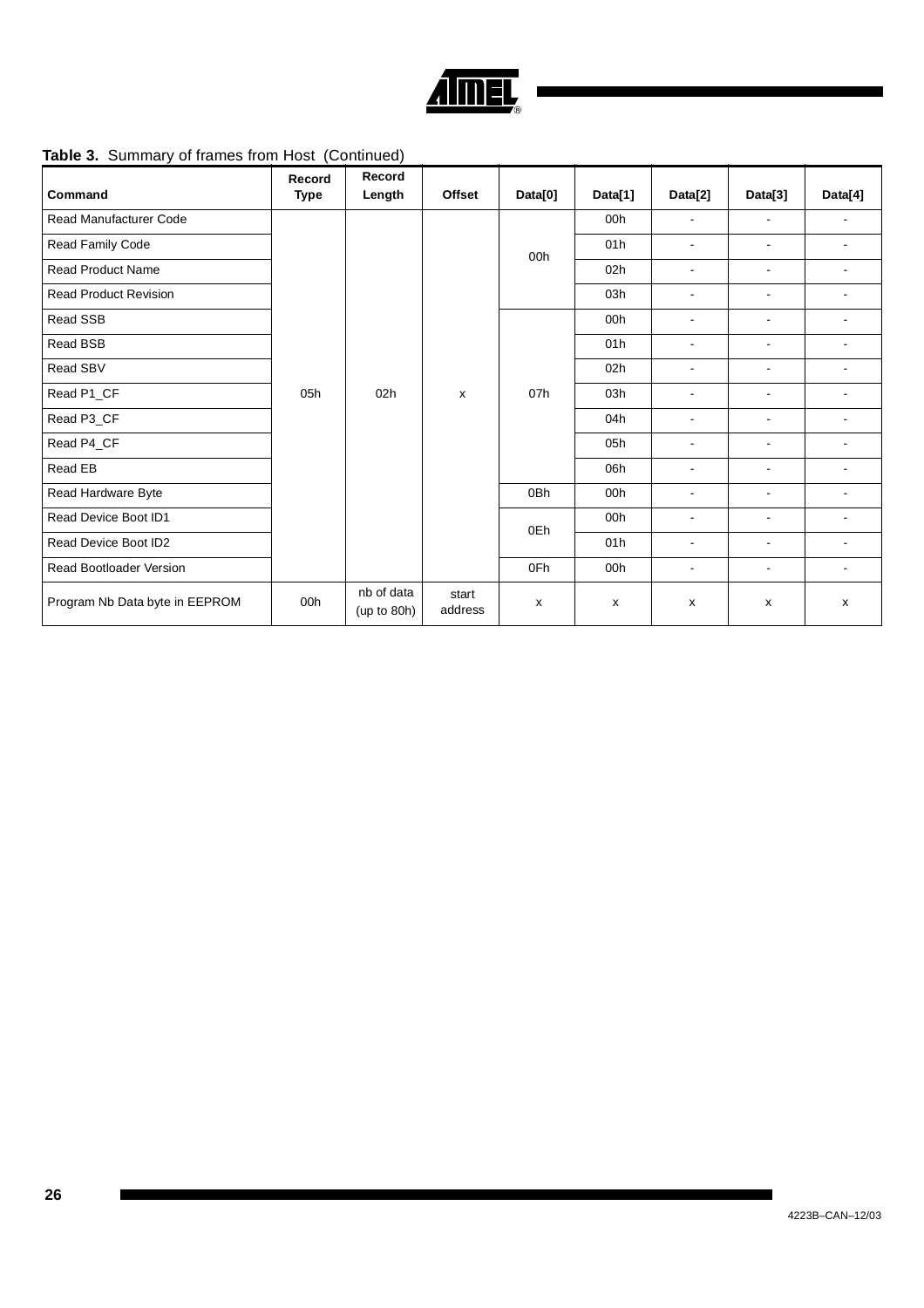**Table 3.** Summary of frames from Host (Continued)

| Command | Record Type | Record Length | Offset | Data[0] | Data[1] | Data[2] | Data[3] | Data[4] |
|---|---|---|---|---|---|---|---|---|
| Read Manufacturer Code | 05h | 02h | x | 00h | 00h | - | - | - |
| Read Family Code | | | | | 01h | - | - | - |
| Read Product Name | | | | | 02h | - | - | - |
| Read Product Revision | | | | | 03h | - | - | - |
| Read SSB | | | | 07h | 00h | - | - | - |
| Read BSB | | | | | 01h | - | - | - |
| Read SBV | | | | | 02h | - | - | - |
| Read P1_CF | | | | | 03h | - | - | - |
| Read P3_CF | | | | | 04h | - | - | - |
| Read P4_CF | | | | | 05h | - | - | - |
| Read EB | | | | | 06h | - | - | - |
| Read Hardware Byte | | | | 0Bh | 00h | - | - | - |
| Read Device Boot ID1 | | | | 0Eh | 00h | - | - | - |
| Read Device Boot ID2 | | | | | 01h | - | - | - |
| Read Bootloader Version | | | | 0Fh | 00h | - | - | - |
| Program Nb Data byte in EEPROM | 00h | nb of data (up to 80h) | start address | x | x | x | x | x |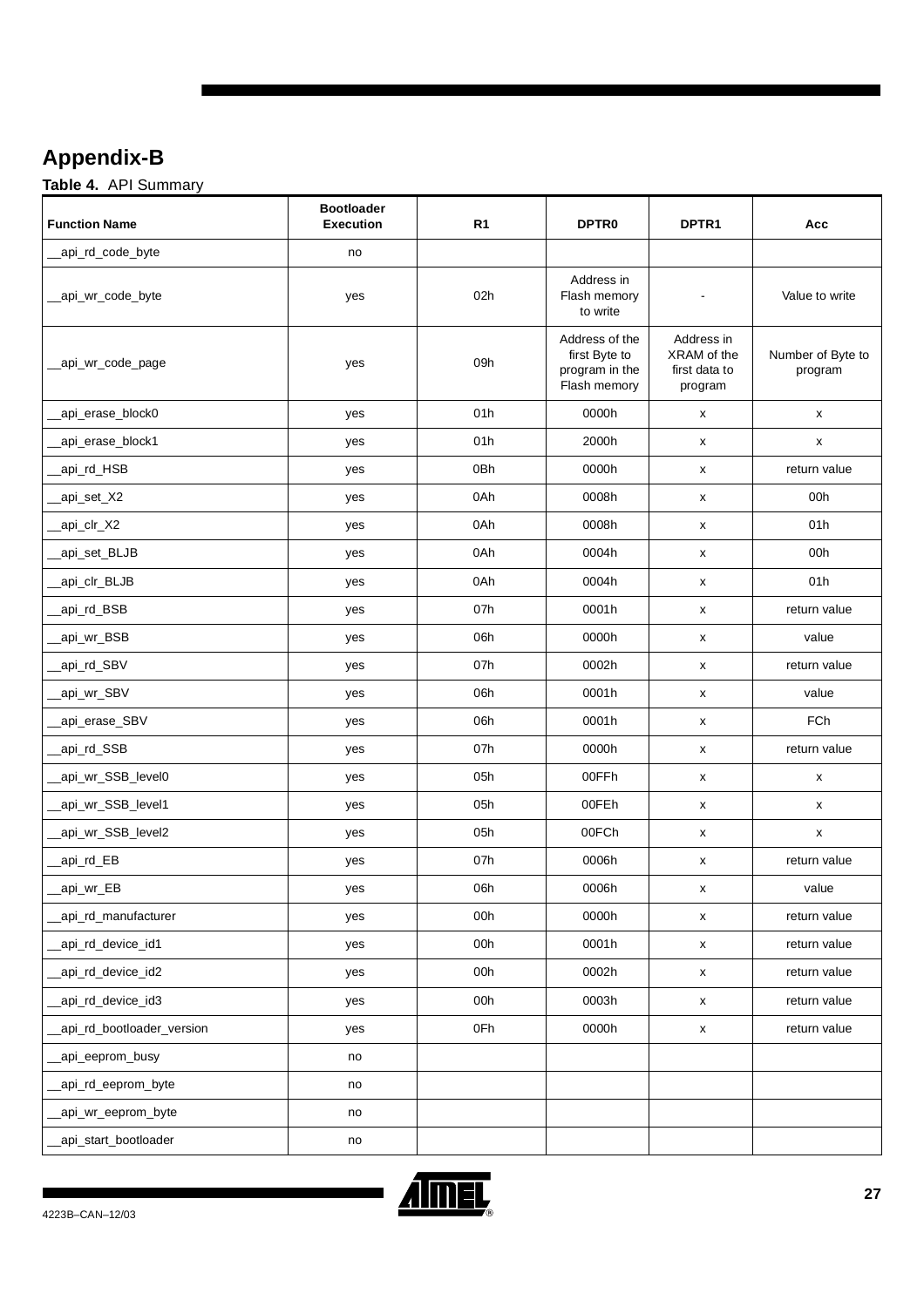# Appendix-B

**Table 4.** API Summary

| Function Name | Bootloader Execution | R1 | DPTR0 | DPTR1 | Acc |
|---|---|---|---|---|---|
| __api_rd_code_byte | no | | | | |
| __api_wr_code_byte | yes | 02h | Address in Flash memory to write | - | Value to write |
| __api_wr_code_page | yes | 09h | Address of the first Byte to program in the Flash memory | Address in XRAM of the first data to program | Number of Byte to program |
| __api_erase_block0 | yes | 01h | 0000h | x | x |
| __api_erase_block1 | yes | 01h | 2000h | x | x |
| __api_rd_HSB | yes | 0Bh | 0000h | x | return value |
| __api_set_X2 | yes | 0Ah | 0008h | x | 00h |
| __api_clr_X2 | yes | 0Ah | 0008h | x | 01h |
| __api_set_BLJB | yes | 0Ah | 0004h | x | 00h |
| __api_clr_BLJB | yes | 0Ah | 0004h | x | 01h |
| __api_rd_BSB | yes | 07h | 0001h | x | return value |
| __api_wr_BSB | yes | 06h | 0000h | x | value |
| __api_rd_SBV | yes | 07h | 0002h | x | return value |
| __api_wr_SBV | yes | 06h | 0001h | x | value |
| __api_erase_SBV | yes | 06h | 0001h | x | FCh |
| __api_rd_SSB | yes | 07h | 0000h | x | return value |
| __api_wr_SSB_level0 | yes | 05h | 00FFh | x | x |
| __api_wr_SSB_level1 | yes | 05h | 00FEh | x | x |
| __api_wr_SSB_level2 | yes | 05h | 00FCh | x | x |
| __api_rd_EB | yes | 07h | 0006h | x | return value |
| __api_wr_EB | yes | 06h | 0006h | x | value |
| __api_rd_manufacturer | yes | 00h | 0000h | x | return value |
| __api_rd_device_id1 | yes | 00h | 0001h | x | return value |
| __api_rd_device_id2 | yes | 00h | 0002h | x | return value |
| __api_rd_device_id3 | yes | 00h | 0003h | x | return value |
| __api_rd_bootloader_version | yes | 0Fh | 0000h | x | return value |
| __api_eeprom_busy | no | | | | |
| __api_rd_eeprom_byte | no | | | | |
| __api_wr_eeprom_byte | no | | | | |
| __api_start_bootloader | no | | | | |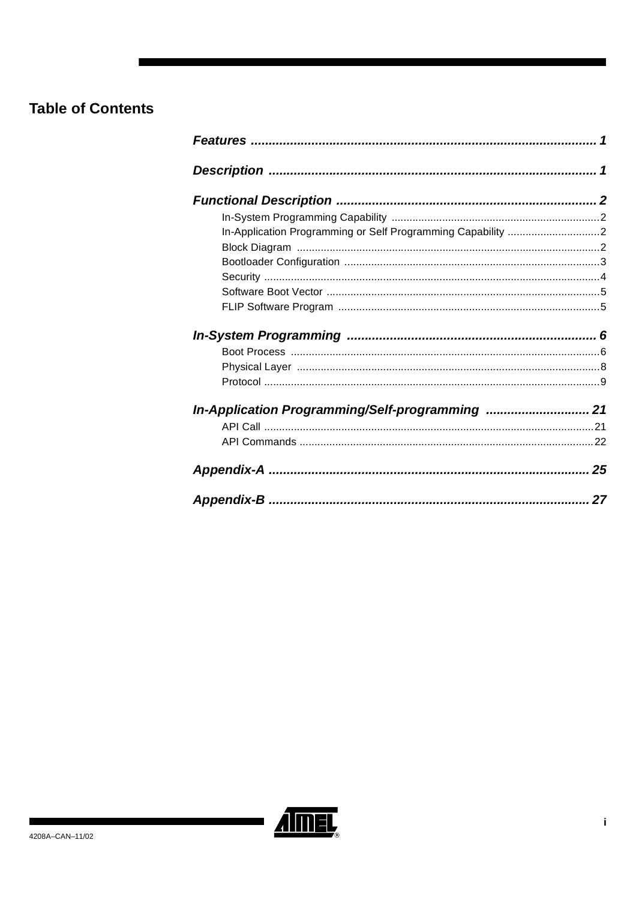## Table of Contents

*Features* ................................................................................................ 1

*Description* ........................................................................................... 1

*Functional Description* ........................................................................ 2

- In-System Programming Capability ..................................................................... 2
- In-Application Programming or Self Programming Capability ............................... 2
- Block Diagram ..................................................................................................... 2
- Bootloader Configuration ..................................................................................... 3
- Security ................................................................................................................ 4
- Software Boot Vector ........................................................................................... 5
- FLIP Software Program ........................................................................................ 5

*In-System Programming* ..................................................................... 6

- Boot Process ....................................................................................................... 6
- Physical Layer ..................................................................................................... 8
- Protocol ................................................................................................................ 9

*In-Application Programming/Self-programming* ............................. 21

- API Call .............................................................................................................. 21
- API Commands .................................................................................................. 22

*Appendix-A* ......................................................................................... 25

*Appendix-B* ......................................................................................... 27

4208A–CAN–11/02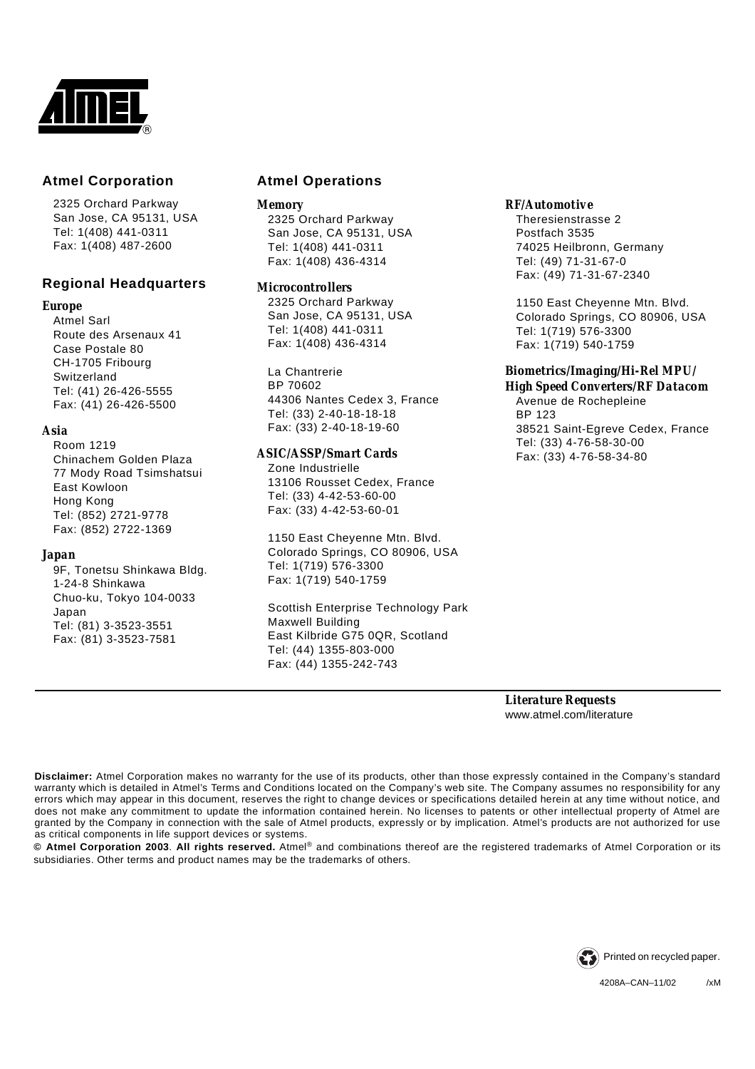## Atmel Corporation

2325 Orchard Parkway
San Jose, CA 95131, USA
Tel: 1(408) 441-0311
Fax: 1(408) 487-2600

## Regional Headquarters

### *Europe*

Atmel Sarl
Route des Arsenaux 41
Case Postale 80
CH-1705 Fribourg
Switzerland
Tel: (41) 26-426-5555
Fax: (41) 26-426-5500

### *Asia*

Room 1219
Chinachem Golden Plaza
77 Mody Road Tsimshatsui
East Kowloon
Hong Kong
Tel: (852) 2721-9778
Fax: (852) 2722-1369

### *Japan*

9F, Tonetsu Shinkawa Bldg.
1-24-8 Shinkawa
Chuo-ku, Tokyo 104-0033
Japan
Tel: (81) 3-3523-3551
Fax: (81) 3-3523-7581

## Atmel Operations

### *Memory*

2325 Orchard Parkway
San Jose, CA 95131, USA
Tel: 1(408) 441-0311
Fax: 1(408) 436-4314

### *Microcontrollers*

2325 Orchard Parkway
San Jose, CA 95131, USA
Tel: 1(408) 441-0311
Fax: 1(408) 436-4314

La Chantrerie
BP 70602
44306 Nantes Cedex 3, France
Tel: (33) 2-40-18-18-18
Fax: (33) 2-40-18-19-60

### *ASIC/ASSP/Smart Cards*

Zone Industrielle
13106 Rousset Cedex, France
Tel: (33) 4-42-53-60-00
Fax: (33) 4-42-53-60-01

1150 East Cheyenne Mtn. Blvd.
Colorado Springs, CO 80906, USA
Tel: 1(719) 576-3300
Fax: 1(719) 540-1759

Scottish Enterprise Technology Park
Maxwell Building
East Kilbride G75 0QR, Scotland
Tel: (44) 1355-803-000
Fax: (44) 1355-242-743

### *RF/Automotive*

Theresienstrasse 2
Postfach 3535
74025 Heilbronn, Germany
Tel: (49) 71-31-67-0
Fax: (49) 71-31-67-2340

1150 East Cheyenne Mtn. Blvd.
Colorado Springs, CO 80906, USA
Tel: 1(719) 576-3300
Fax: 1(719) 540-1759

### *Biometrics/Imaging/Hi-Rel MPU/ High Speed Converters/RF Datacom*

Avenue de Rochepleine
BP 123
38521 Saint-Egreve Cedex, France
Tel: (33) 4-76-58-30-00
Fax: (33) 4-76-58-34-80

---

### *Literature Requests*

www.atmel.com/literature

**Disclaimer:** Atmel Corporation makes no warranty for the use of its products, other than those expressly contained in the Company's standard warranty which is detailed in Atmel's Terms and Conditions located on the Company's web site. The Company assumes no responsibility for any errors which may appear in this document, reserves the right to change devices or specifications detailed herein at any time without notice, and does not make any commitment to update the information contained herein. No licenses to patents or other intellectual property of Atmel are granted by the Company in connection with the sale of Atmel products, expressly or by implication. Atmel's products are not authorized for use as critical components in life support devices or systems.

**© Atmel Corporation 2003**. **All rights reserved.** Atmel® and combinations thereof are the registered trademarks of Atmel Corporation or its subsidiaries. Other terms and product names may be the trademarks of others.

Printed on recycled paper.

4208A–CAN–11/02 /xM